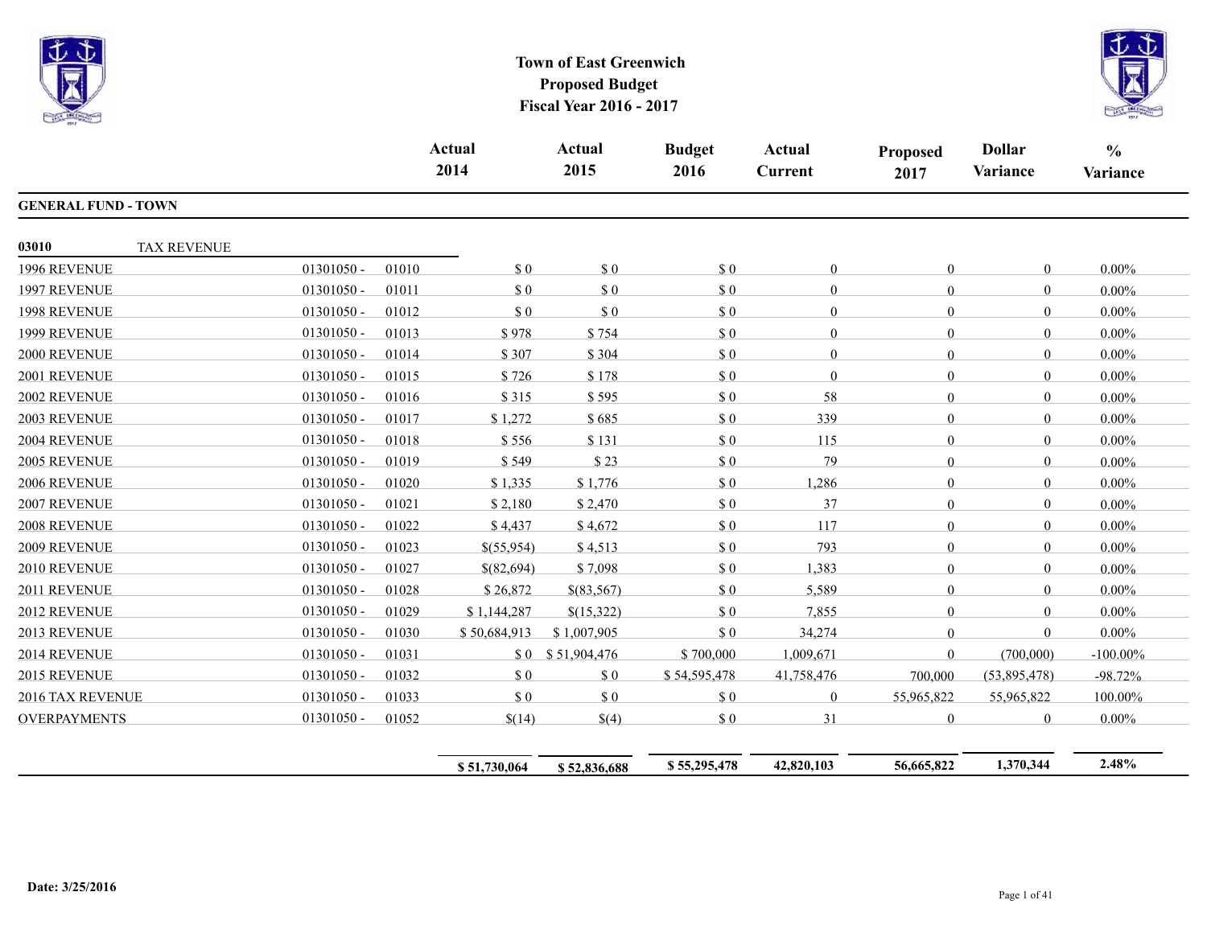# Town of East Greenwich
## Proposed Budget
## Fiscal Year 2016 - 2017

| | | | Actual 2014 | Actual 2015 | Budget 2016 | Actual Current | Proposed 2017 | Dollar Variance | % Variance |
|---|---|---|---|---|---|---|---|---|---|
| **GENERAL FUND - TOWN** | | | | | | | | | |
| **03010** TAX REVENUE | | | | | | | | | |
| 1996 REVENUE | 01301050 - | 01010 | $ 0 | $ 0 | $ 0 | 0 | 0 | 0 | 0.00% |
| 1997 REVENUE | 01301050 - | 01011 | $ 0 | $ 0 | $ 0 | 0 | 0 | 0 | 0.00% |
| 1998 REVENUE | 01301050 - | 01012 | $ 0 | $ 0 | $ 0 | 0 | 0 | 0 | 0.00% |
| 1999 REVENUE | 01301050 - | 01013 | $ 978 | $ 754 | $ 0 | 0 | 0 | 0 | 0.00% |
| 2000 REVENUE | 01301050 - | 01014 | $ 307 | $ 304 | $ 0 | 0 | 0 | 0 | 0.00% |
| 2001 REVENUE | 01301050 - | 01015 | $ 726 | $ 178 | $ 0 | 0 | 0 | 0 | 0.00% |
| 2002 REVENUE | 01301050 - | 01016 | $ 315 | $ 595 | $ 0 | 58 | 0 | 0 | 0.00% |
| 2003 REVENUE | 01301050 - | 01017 | $ 1,272 | $ 685 | $ 0 | 339 | 0 | 0 | 0.00% |
| 2004 REVENUE | 01301050 - | 01018 | $ 556 | $ 131 | $ 0 | 115 | 0 | 0 | 0.00% |
| 2005 REVENUE | 01301050 - | 01019 | $ 549 | $ 23 | $ 0 | 79 | 0 | 0 | 0.00% |
| 2006 REVENUE | 01301050 - | 01020 | $ 1,335 | $ 1,776 | $ 0 | 1,286 | 0 | 0 | 0.00% |
| 2007 REVENUE | 01301050 - | 01021 | $ 2,180 | $ 2,470 | $ 0 | 37 | 0 | 0 | 0.00% |
| 2008 REVENUE | 01301050 - | 01022 | $ 4,437 | $ 4,672 | $ 0 | 117 | 0 | 0 | 0.00% |
| 2009 REVENUE | 01301050 - | 01023 | $(55,954) | $ 4,513 | $ 0 | 793 | 0 | 0 | 0.00% |
| 2010 REVENUE | 01301050 - | 01027 | $(82,694) | $ 7,098 | $ 0 | 1,383 | 0 | 0 | 0.00% |
| 2011 REVENUE | 01301050 - | 01028 | $ 26,872 | $(83,567) | $ 0 | 5,589 | 0 | 0 | 0.00% |
| 2012 REVENUE | 01301050 - | 01029 | $ 1,144,287 | $(15,322) | $ 0 | 7,855 | 0 | 0 | 0.00% |
| 2013 REVENUE | 01301050 - | 01030 | $ 50,684,913 | $ 1,007,905 | $ 0 | 34,274 | 0 | 0 | 0.00% |
| 2014 REVENUE | 01301050 - | 01031 | $ 0 | $ 51,904,476 | $ 700,000 | 1,009,671 | 0 | (700,000) | -100.00% |
| 2015 REVENUE | 01301050 - | 01032 | $ 0 | $ 0 | $ 54,595,478 | 41,758,476 | 700,000 | (53,895,478) | -98.72% |
| 2016 TAX REVENUE | 01301050 - | 01033 | $ 0 | $ 0 | $ 0 | 0 | 55,965,822 | 55,965,822 | 100.00% |
| OVERPAYMENTS | 01301050 - | 01052 | $(14) | $(4) | $ 0 | 31 | 0 | 0 | 0.00% |
| | | | **$ 51,730,064** | **$ 52,836,688** | **$ 55,295,478** | **42,820,103** | **56,665,822** | **1,370,344** | **2.48%** |

**Date: 3/25/2016**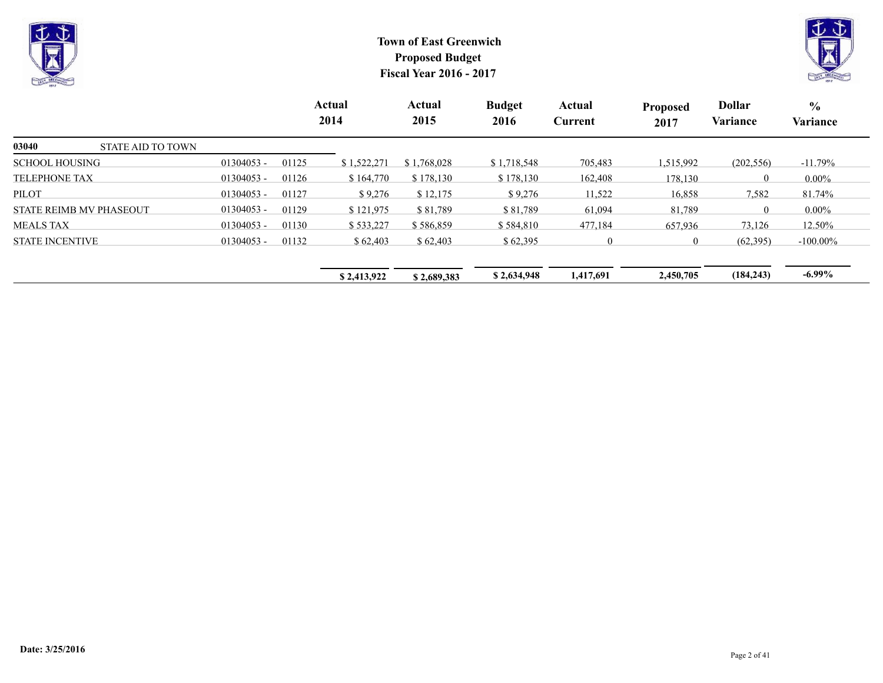# Town of East Greenwich
## Proposed Budget
## Fiscal Year 2016 - 2017

| | | | Actual 2014 | Actual 2015 | Budget 2016 | Actual Current | Proposed 2017 | Dollar Variance | % Variance |
|---|---|---|---|---|---|---|---|---|---|
| **03040** STATE AID TO TOWN | | | | | | | | | |
| SCHOOL HOUSING | 01304053 - | 01125 | $ 1,522,271 | $ 1,768,028 | $ 1,718,548 | 705,483 | 1,515,992 | (202,556) | -11.79% |
| TELEPHONE TAX | 01304053 - | 01126 | $ 164,770 | $ 178,130 | $ 178,130 | 162,408 | 178,130 | 0 | 0.00% |
| PILOT | 01304053 - | 01127 | $ 9,276 | $ 12,175 | $ 9,276 | 11,522 | 16,858 | 7,582 | 81.74% |
| STATE REIMB MV PHASEOUT | 01304053 - | 01129 | $ 121,975 | $ 81,789 | $ 81,789 | 61,094 | 81,789 | 0 | 0.00% |
| MEALS TAX | 01304053 - | 01130 | $ 533,227 | $ 586,859 | $ 584,810 | 477,184 | 657,936 | 73,126 | 12.50% |
| STATE INCENTIVE | 01304053 - | 01132 | $ 62,403 | $ 62,403 | $ 62,395 | 0 | 0 | (62,395) | -100.00% |
| | | | **$ 2,413,922** | **$ 2,689,383** | **$ 2,634,948** | **1,417,691** | **2,450,705** | **(184,243)** | **-6.99%** |

**Date: 3/25/2016**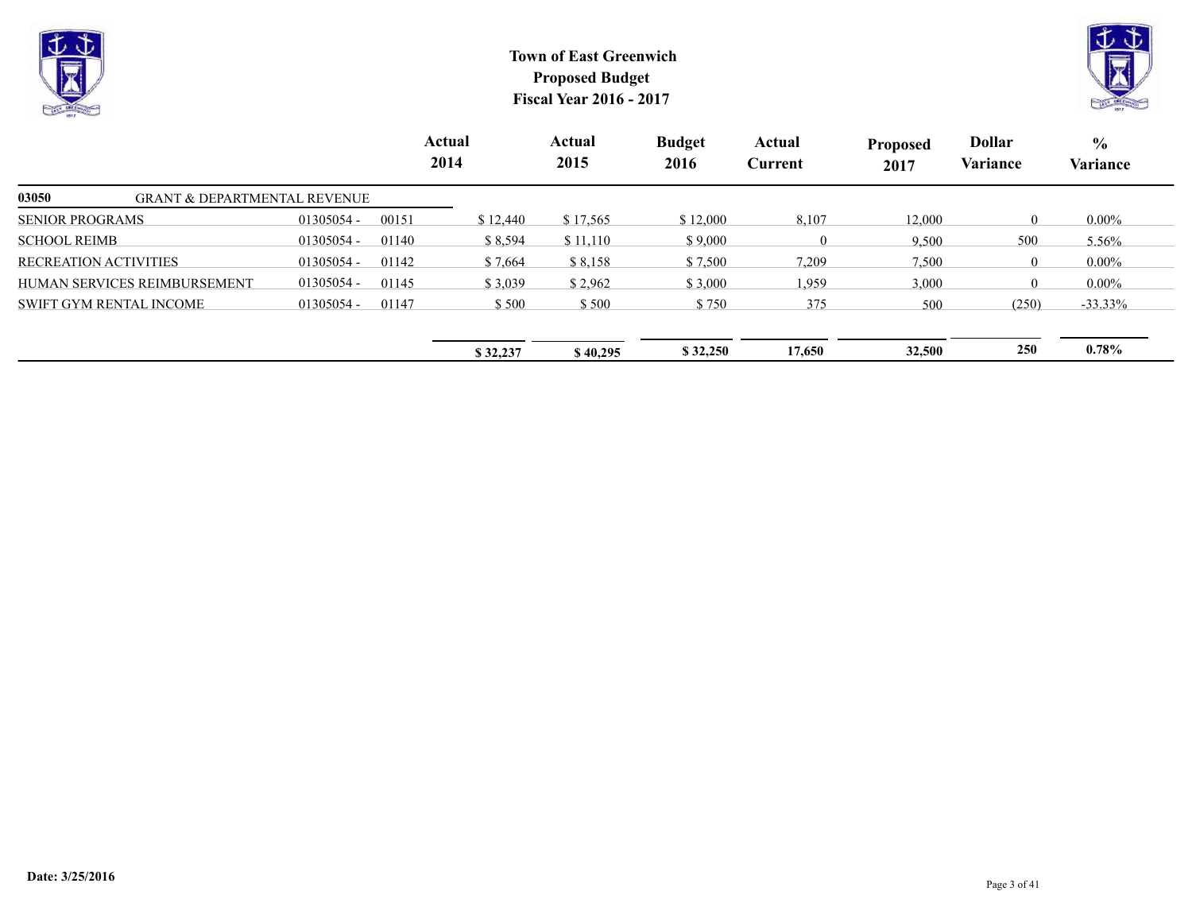# Town of East Greenwich
## Proposed Budget
## Fiscal Year 2016 - 2017

| | | | Actual 2014 | Actual 2015 | Budget 2016 | Actual Current | Proposed 2017 | Dollar Variance | % Variance |
|---|---|---|---|---|---|---|---|---|---|
| **03050** | GRANT & DEPARTMENTAL REVENUE | | | | | | | | |
| SENIOR PROGRAMS | 01305054 - | 00151 | $ 12,440 | $ 17,565 | $ 12,000 | 8,107 | 12,000 | 0 | 0.00% |
| SCHOOL REIMB | 01305054 - | 01140 | $ 8,594 | $ 11,110 | $ 9,000 | 0 | 9,500 | 500 | 5.56% |
| RECREATION ACTIVITIES | 01305054 - | 01142 | $ 7,664 | $ 8,158 | $ 7,500 | 7,209 | 7,500 | 0 | 0.00% |
| HUMAN SERVICES REIMBURSEMENT | 01305054 - | 01145 | $ 3,039 | $ 2,962 | $ 3,000 | 1,959 | 3,000 | 0 | 0.00% |
| SWIFT GYM RENTAL INCOME | 01305054 - | 01147 | $ 500 | $ 500 | $ 750 | 375 | 500 | (250) | -33.33% |
| | | | **$ 32,237** | **$ 40,295** | **$ 32,250** | **17,650** | **32,500** | **250** | **0.78%** |

**Date: 3/25/2016**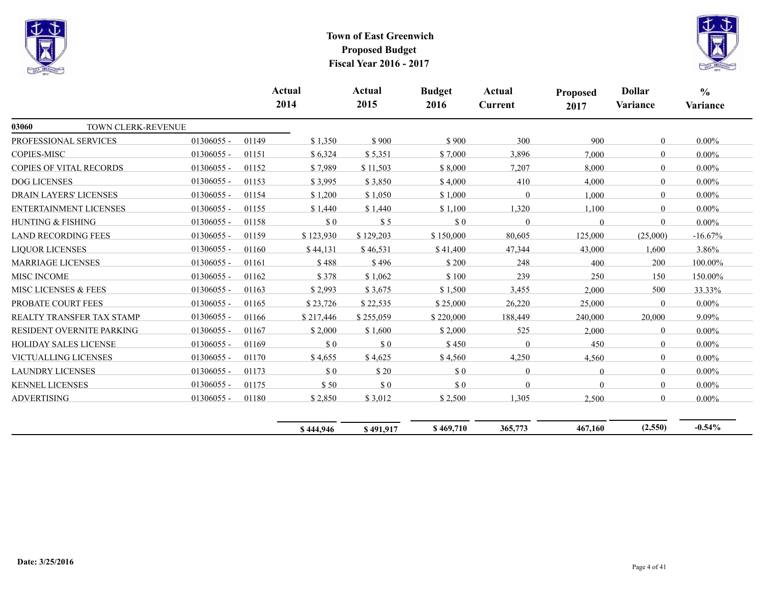# Town of East Greenwich
## Proposed Budget
## Fiscal Year 2016 - 2017

| | | | Actual 2014 | Actual 2015 | Budget 2016 | Actual Current | Proposed 2017 | Dollar Variance | % Variance |
|---|---|---|---|---|---|---|---|---|---|
| **03060** TOWN CLERK-REVENUE | | | | | | | | | |
| PROFESSIONAL SERVICES | 01306055 - | 01149 | $ 1,350 | $ 900 | $ 900 | 300 | 900 | 0 | 0.00% |
| COPIES-MISC | 01306055 - | 01151 | $ 6,324 | $ 5,351 | $ 7,000 | 3,896 | 7,000 | 0 | 0.00% |
| COPIES OF VITAL RECORDS | 01306055 - | 01152 | $ 7,989 | $ 11,503 | $ 8,000 | 7,207 | 8,000 | 0 | 0.00% |
| DOG LICENSES | 01306055 - | 01153 | $ 3,995 | $ 3,850 | $ 4,000 | 410 | 4,000 | 0 | 0.00% |
| DRAIN LAYERS' LICENSES | 01306055 - | 01154 | $ 1,200 | $ 1,050 | $ 1,000 | 0 | 1,000 | 0 | 0.00% |
| ENTERTAINMENT LICENSES | 01306055 - | 01155 | $ 1,440 | $ 1,440 | $ 1,100 | 1,320 | 1,100 | 0 | 0.00% |
| HUNTING & FISHING | 01306055 - | 01158 | $ 0 | $ 5 | $ 0 | 0 | 0 | 0 | 0.00% |
| LAND RECORDING FEES | 01306055 - | 01159 | $ 123,930 | $ 129,203 | $ 150,000 | 80,605 | 125,000 | (25,000) | -16.67% |
| LIQUOR LICENSES | 01306055 - | 01160 | $ 44,131 | $ 46,531 | $ 41,400 | 47,344 | 43,000 | 1,600 | 3.86% |
| MARRIAGE LICENSES | 01306055 - | 01161 | $ 488 | $ 496 | $ 200 | 248 | 400 | 200 | 100.00% |
| MISC INCOME | 01306055 - | 01162 | $ 378 | $ 1,062 | $ 100 | 239 | 250 | 150 | 150.00% |
| MISC LICENSES & FEES | 01306055 - | 01163 | $ 2,993 | $ 3,675 | $ 1,500 | 3,455 | 2,000 | 500 | 33.33% |
| PROBATE COURT FEES | 01306055 - | 01165 | $ 23,726 | $ 22,535 | $ 25,000 | 26,220 | 25,000 | 0 | 0.00% |
| REALTY TRANSFER TAX STAMP | 01306055 - | 01166 | $ 217,446 | $ 255,059 | $ 220,000 | 188,449 | 240,000 | 20,000 | 9.09% |
| RESIDENT OVERNITE PARKING | 01306055 - | 01167 | $ 2,000 | $ 1,600 | $ 2,000 | 525 | 2,000 | 0 | 0.00% |
| HOLIDAY SALES LICENSE | 01306055 - | 01169 | $ 0 | $ 0 | $ 450 | 0 | 450 | 0 | 0.00% |
| VICTUALLING LICENSES | 01306055 - | 01170 | $ 4,655 | $ 4,625 | $ 4,560 | 4,250 | 4,560 | 0 | 0.00% |
| LAUNDRY LICENSES | 01306055 - | 01173 | $ 0 | $ 20 | $ 0 | 0 | 0 | 0 | 0.00% |
| KENNEL LICENSES | 01306055 - | 01175 | $ 50 | $ 0 | $ 0 | 0 | 0 | 0 | 0.00% |
| ADVERTISING | 01306055 - | 01180 | $ 2,850 | $ 3,012 | $ 2,500 | 1,305 | 2,500 | 0 | 0.00% |
| | | | **$ 444,946** | **$ 491,917** | **$ 469,710** | **365,773** | **467,160** | **(2,550)** | **-0.54%** |

**Date: 3/25/2016**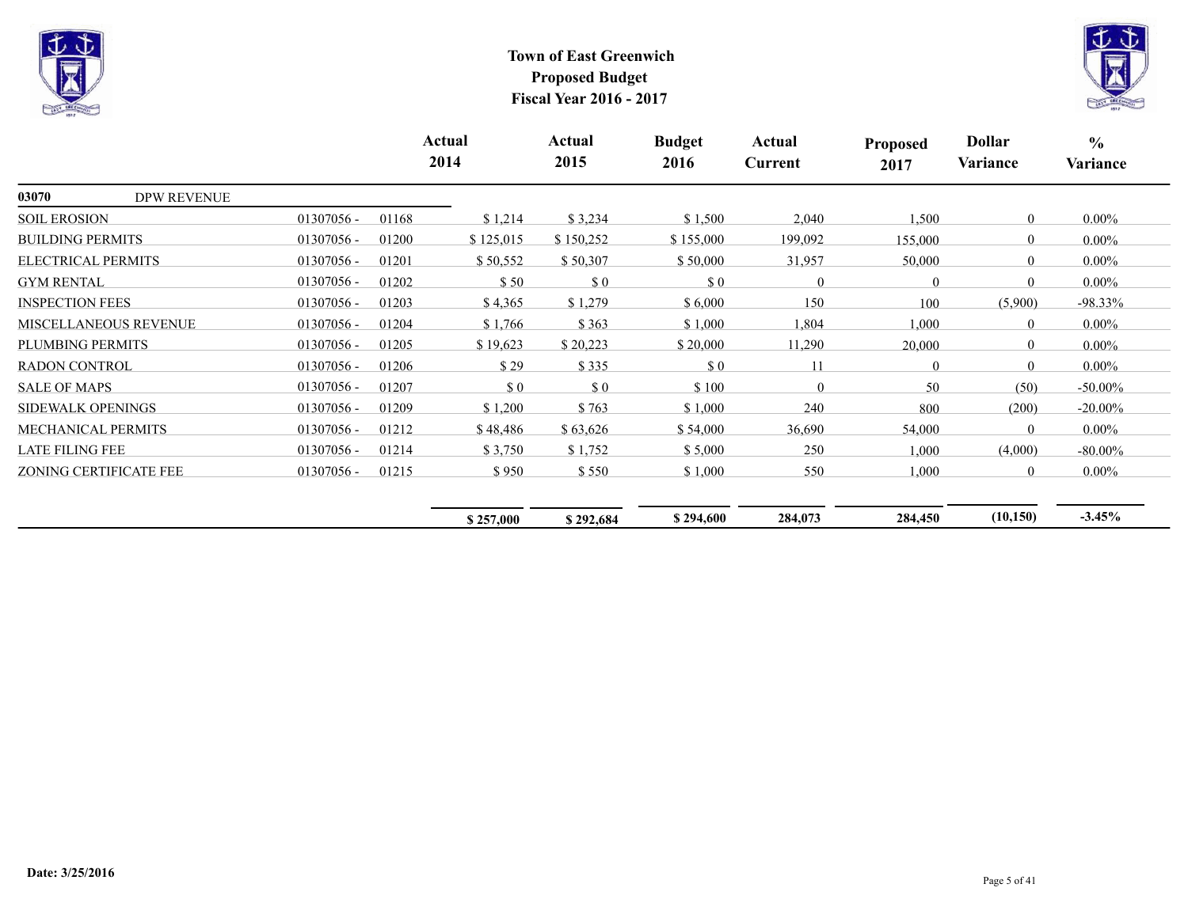# Town of East Greenwich
## Proposed Budget
## Fiscal Year 2016 - 2017

| | | | Actual 2014 | Actual 2015 | Budget 2016 | Actual Current | Proposed 2017 | Dollar Variance | % Variance |
|---|---|---|---|---|---|---|---|---|---|
| **03070** DPW REVENUE | | | | | | | | | |
| SOIL EROSION | 01307056 - | 01168 | $ 1,214 | $ 3,234 | $ 1,500 | 2,040 | 1,500 | 0 | 0.00% |
| BUILDING PERMITS | 01307056 - | 01200 | $ 125,015 | $ 150,252 | $ 155,000 | 199,092 | 155,000 | 0 | 0.00% |
| ELECTRICAL PERMITS | 01307056 - | 01201 | $ 50,552 | $ 50,307 | $ 50,000 | 31,957 | 50,000 | 0 | 0.00% |
| GYM RENTAL | 01307056 - | 01202 | $ 50 | $ 0 | $ 0 | 0 | 0 | 0 | 0.00% |
| INSPECTION FEES | 01307056 - | 01203 | $ 4,365 | $ 1,279 | $ 6,000 | 150 | 100 | (5,900) | -98.33% |
| MISCELLANEOUS REVENUE | 01307056 - | 01204 | $ 1,766 | $ 363 | $ 1,000 | 1,804 | 1,000 | 0 | 0.00% |
| PLUMBING PERMITS | 01307056 - | 01205 | $ 19,623 | $ 20,223 | $ 20,000 | 11,290 | 20,000 | 0 | 0.00% |
| RADON CONTROL | 01307056 - | 01206 | $ 29 | $ 335 | $ 0 | 11 | 0 | 0 | 0.00% |
| SALE OF MAPS | 01307056 - | 01207 | $ 0 | $ 0 | $ 100 | 0 | 50 | (50) | -50.00% |
| SIDEWALK OPENINGS | 01307056 - | 01209 | $ 1,200 | $ 763 | $ 1,000 | 240 | 800 | (200) | -20.00% |
| MECHANICAL PERMITS | 01307056 - | 01212 | $ 48,486 | $ 63,626 | $ 54,000 | 36,690 | 54,000 | 0 | 0.00% |
| LATE FILING FEE | 01307056 - | 01214 | $ 3,750 | $ 1,752 | $ 5,000 | 250 | 1,000 | (4,000) | -80.00% |
| ZONING CERTIFICATE FEE | 01307056 - | 01215 | $ 950 | $ 550 | $ 1,000 | 550 | 1,000 | 0 | 0.00% |
| | | | **$ 257,000** | **$ 292,684** | **$ 294,600** | **284,073** | **284,450** | **(10,150)** | **-3.45%** |

**Date: 3/25/2016**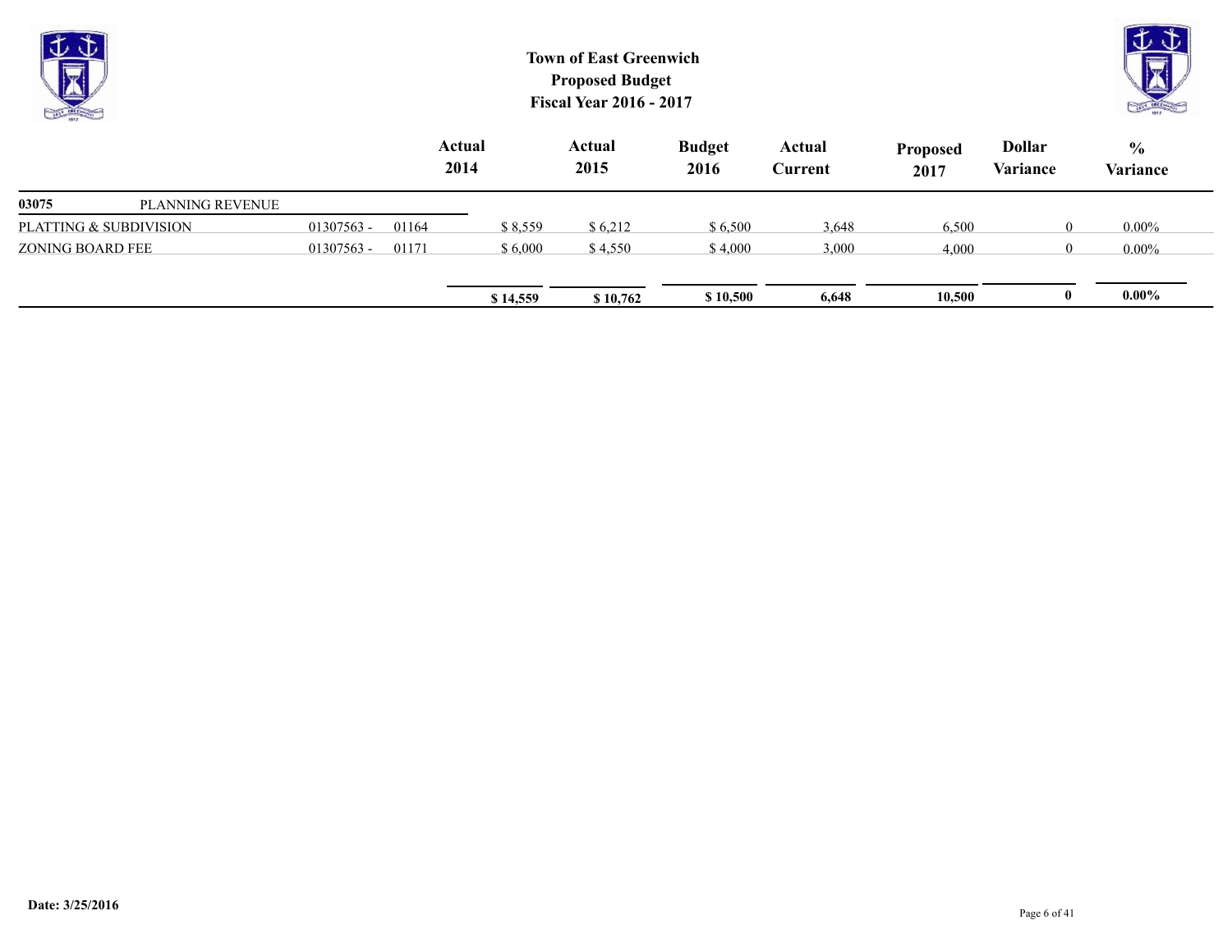# Town of East Greenwich
## Proposed Budget
## Fiscal Year 2016 - 2017

| | | | Actual 2014 | Actual 2015 | Budget 2016 | Actual Current | Proposed 2017 | Dollar Variance | % Variance |
|---|---|---|---|---|---|---|---|---|---|
| **03075** PLANNING REVENUE | | | | | | | | | |
| PLATTING & SUBDIVISION | 01307563 - | 01164 | $ 8,559 | $ 6,212 | $ 6,500 | 3,648 | 6,500 | 0 | 0.00% |
| ZONING BOARD FEE | 01307563 - | 01171 | $ 6,000 | $ 4,550 | $ 4,000 | 3,000 | 4,000 | 0 | 0.00% |
| | | | **$ 14,559** | **$ 10,762** | **$ 10,500** | **6,648** | **10,500** | **0** | **0.00%** |

**Date: 3/25/2016**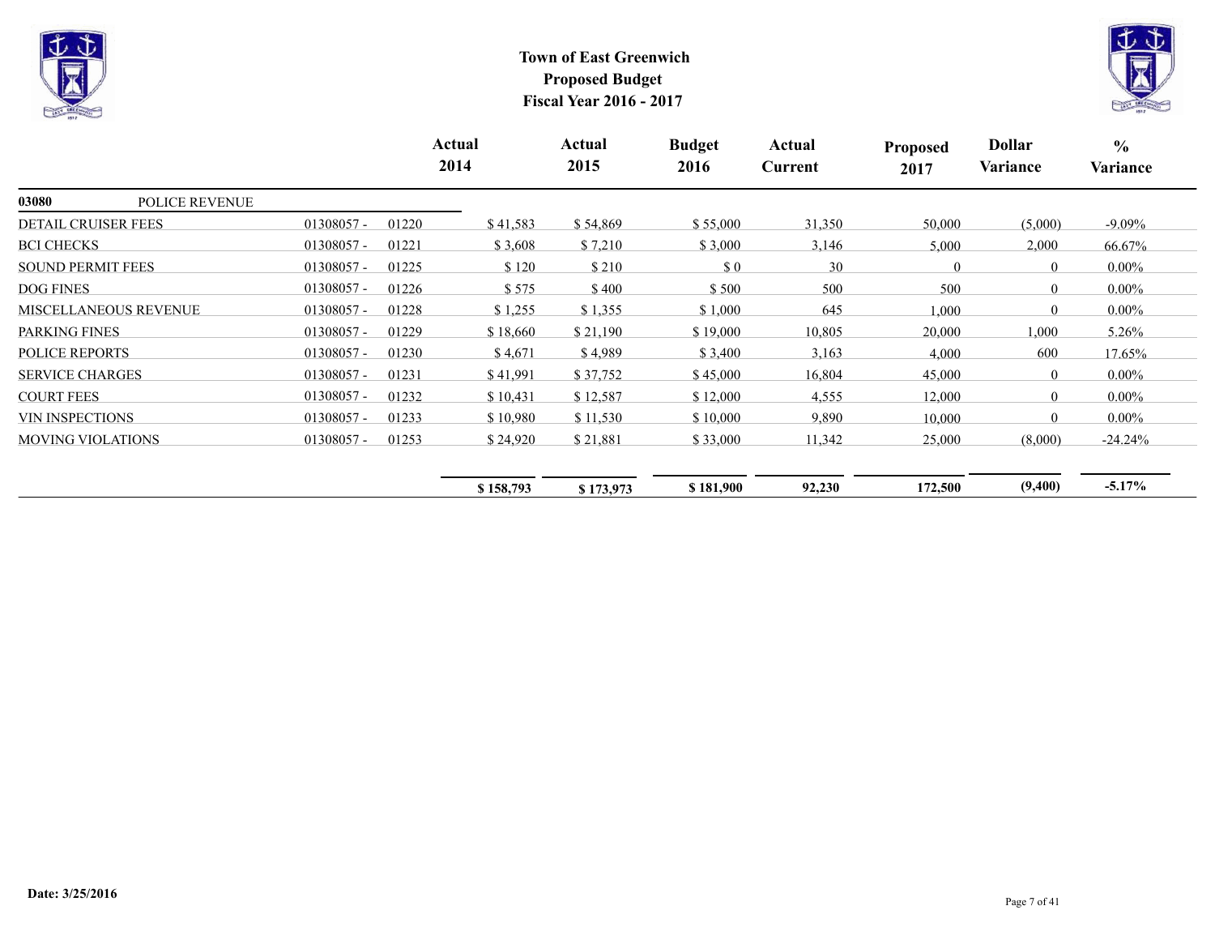**Town of East Greenwich**
**Proposed Budget**
**Fiscal Year 2016 - 2017**

| | | | Actual 2014 | Actual 2015 | Budget 2016 | Actual Current | Proposed 2017 | Dollar Variance | % Variance |
|---|---|---|---|---|---|---|---|---|---|
| **03080** POLICE REVENUE | | | | | | | | | |
| DETAIL CRUISER FEES | 01308057 - | 01220 | $ 41,583 | $ 54,869 | $ 55,000 | 31,350 | 50,000 | (5,000) | -9.09% |
| BCI CHECKS | 01308057 - | 01221 | $ 3,608 | $ 7,210 | $ 3,000 | 3,146 | 5,000 | 2,000 | 66.67% |
| SOUND PERMIT FEES | 01308057 - | 01225 | $ 120 | $ 210 | $ 0 | 30 | 0 | 0 | 0.00% |
| DOG FINES | 01308057 - | 01226 | $ 575 | $ 400 | $ 500 | 500 | 500 | 0 | 0.00% |
| MISCELLANEOUS REVENUE | 01308057 - | 01228 | $ 1,255 | $ 1,355 | $ 1,000 | 645 | 1,000 | 0 | 0.00% |
| PARKING FINES | 01308057 - | 01229 | $ 18,660 | $ 21,190 | $ 19,000 | 10,805 | 20,000 | 1,000 | 5.26% |
| POLICE REPORTS | 01308057 - | 01230 | $ 4,671 | $ 4,989 | $ 3,400 | 3,163 | 4,000 | 600 | 17.65% |
| SERVICE CHARGES | 01308057 - | 01231 | $ 41,991 | $ 37,752 | $ 45,000 | 16,804 | 45,000 | 0 | 0.00% |
| COURT FEES | 01308057 - | 01232 | $ 10,431 | $ 12,587 | $ 12,000 | 4,555 | 12,000 | 0 | 0.00% |
| VIN INSPECTIONS | 01308057 - | 01233 | $ 10,980 | $ 11,530 | $ 10,000 | 9,890 | 10,000 | 0 | 0.00% |
| MOVING VIOLATIONS | 01308057 - | 01253 | $ 24,920 | $ 21,881 | $ 33,000 | 11,342 | 25,000 | (8,000) | -24.24% |
| | | | **$ 158,793** | **$ 173,973** | **$ 181,900** | **92,230** | **172,500** | **(9,400)** | **-5.17%** |

**Date: 3/25/2016**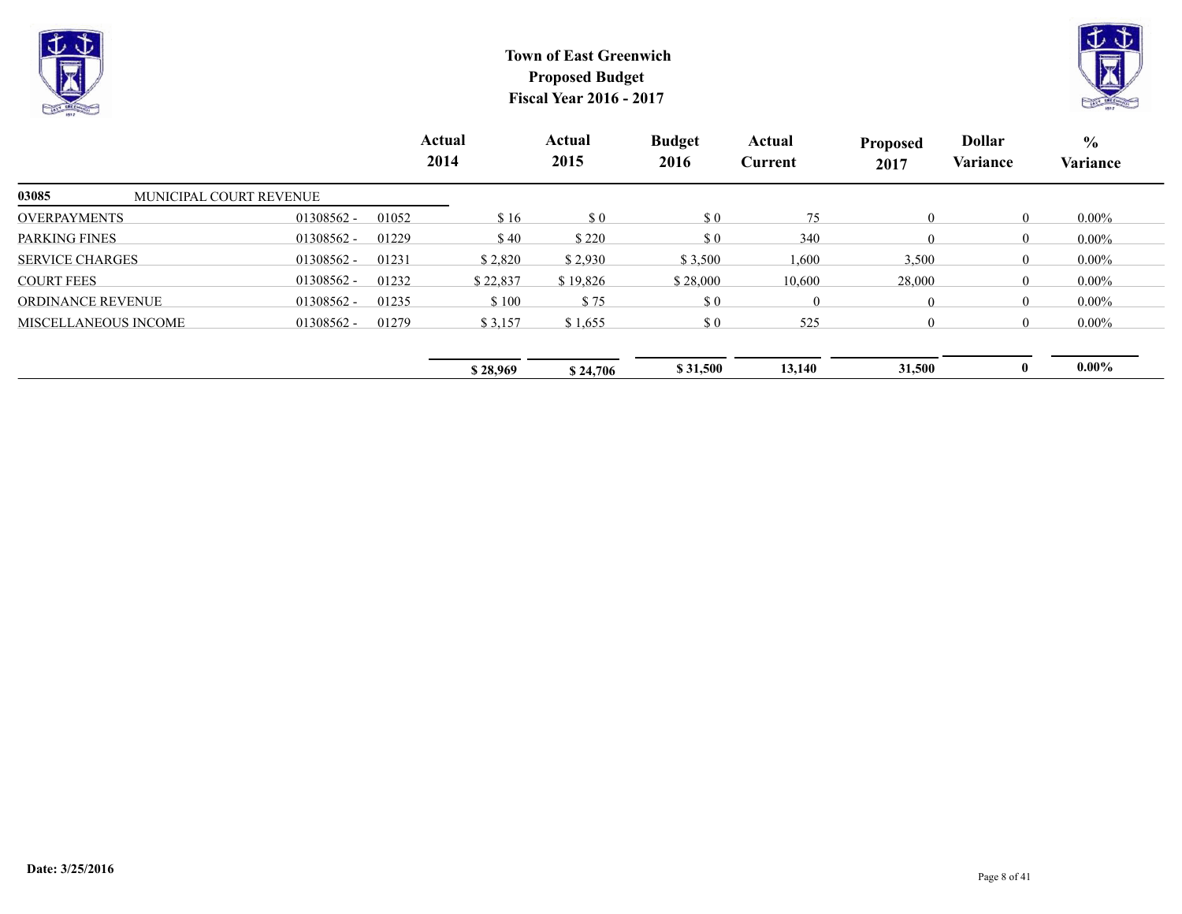# Town of East Greenwich
## Proposed Budget
## Fiscal Year 2016 - 2017

| | | | Actual 2014 | Actual 2015 | Budget 2016 | Actual Current | Proposed 2017 | Dollar Variance | % Variance |
|---|---|---|---|---|---|---|---|---|---|
| **03085** | MUNICIPAL COURT REVENUE | | | | | | | | |
| OVERPAYMENTS | 01308562 - | 01052 | $ 16 | $ 0 | $ 0 | 75 | 0 | 0 | 0.00% |
| PARKING FINES | 01308562 - | 01229 | $ 40 | $ 220 | $ 0 | 340 | 0 | 0 | 0.00% |
| SERVICE CHARGES | 01308562 - | 01231 | $ 2,820 | $ 2,930 | $ 3,500 | 1,600 | 3,500 | 0 | 0.00% |
| COURT FEES | 01308562 - | 01232 | $ 22,837 | $ 19,826 | $ 28,000 | 10,600 | 28,000 | 0 | 0.00% |
| ORDINANCE REVENUE | 01308562 - | 01235 | $ 100 | $ 75 | $ 0 | 0 | 0 | 0 | 0.00% |
| MISCELLANEOUS INCOME | 01308562 - | 01279 | $ 3,157 | $ 1,655 | $ 0 | 525 | 0 | 0 | 0.00% |
| | | | **$ 28,969** | **$ 24,706** | **$ 31,500** | **13,140** | **31,500** | **0** | **0.00%** |

**Date: 3/25/2016**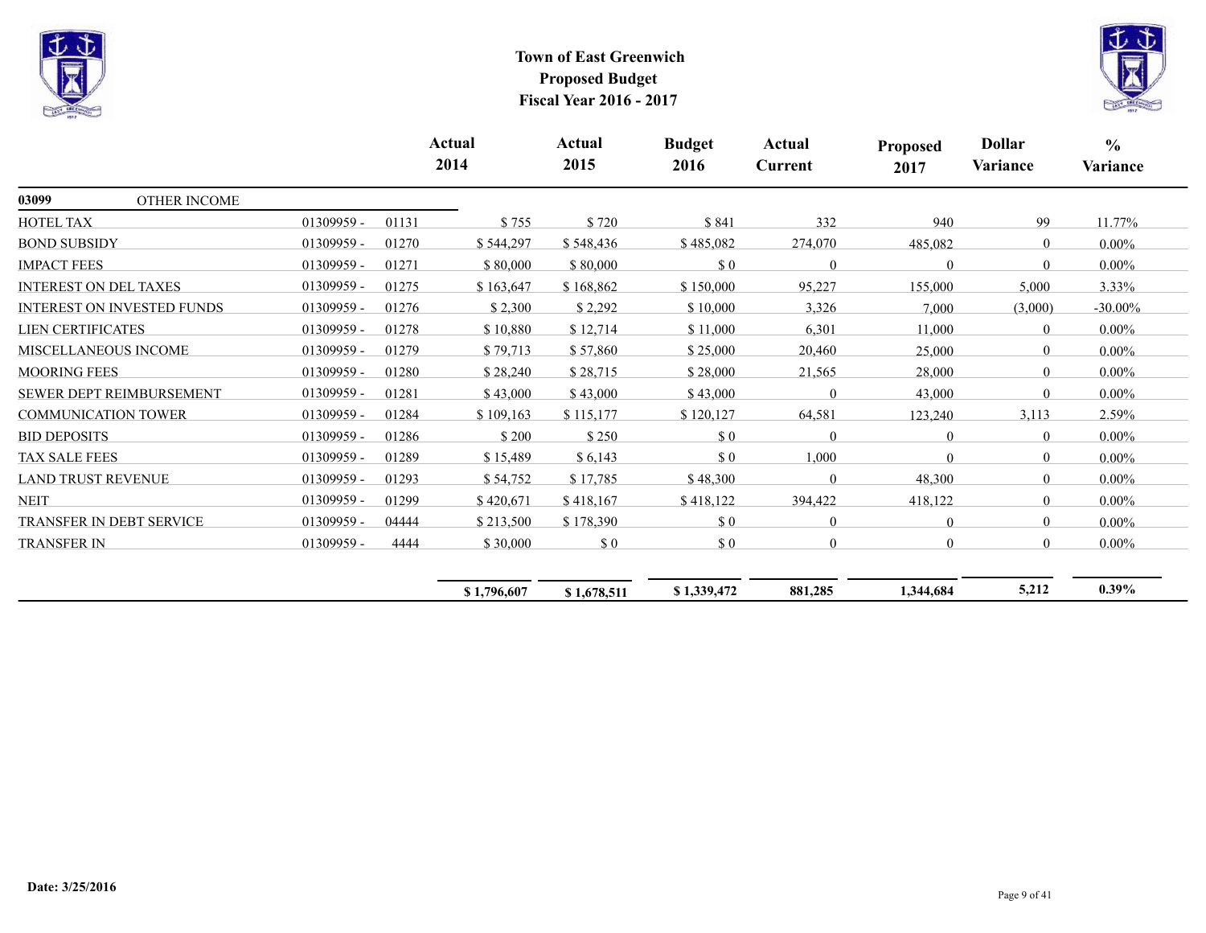# Town of East Greenwich
## Proposed Budget
## Fiscal Year 2016 - 2017

| | | | Actual 2014 | Actual 2015 | Budget 2016 | Actual Current | Proposed 2017 | Dollar Variance | % Variance |
|---|---|---|---|---|---|---|---|---|---|
| **03099** OTHER INCOME | | | | | | | | | |
| HOTEL TAX | 01309959 - | 01131 | $ 755 | $ 720 | $ 841 | 332 | 940 | 99 | 11.77% |
| BOND SUBSIDY | 01309959 - | 01270 | $ 544,297 | $ 548,436 | $ 485,082 | 274,070 | 485,082 | 0 | 0.00% |
| IMPACT FEES | 01309959 - | 01271 | $ 80,000 | $ 80,000 | $ 0 | 0 | 0 | 0 | 0.00% |
| INTEREST ON DEL TAXES | 01309959 - | 01275 | $ 163,647 | $ 168,862 | $ 150,000 | 95,227 | 155,000 | 5,000 | 3.33% |
| INTEREST ON INVESTED FUNDS | 01309959 - | 01276 | $ 2,300 | $ 2,292 | $ 10,000 | 3,326 | 7,000 | (3,000) | -30.00% |
| LIEN CERTIFICATES | 01309959 - | 01278 | $ 10,880 | $ 12,714 | $ 11,000 | 6,301 | 11,000 | 0 | 0.00% |
| MISCELLANEOUS INCOME | 01309959 - | 01279 | $ 79,713 | $ 57,860 | $ 25,000 | 20,460 | 25,000 | 0 | 0.00% |
| MOORING FEES | 01309959 - | 01280 | $ 28,240 | $ 28,715 | $ 28,000 | 21,565 | 28,000 | 0 | 0.00% |
| SEWER DEPT REIMBURSEMENT | 01309959 - | 01281 | $ 43,000 | $ 43,000 | $ 43,000 | 0 | 43,000 | 0 | 0.00% |
| COMMUNICATION TOWER | 01309959 - | 01284 | $ 109,163 | $ 115,177 | $ 120,127 | 64,581 | 123,240 | 3,113 | 2.59% |
| BID DEPOSITS | 01309959 - | 01286 | $ 200 | $ 250 | $ 0 | 0 | 0 | 0 | 0.00% |
| TAX SALE FEES | 01309959 - | 01289 | $ 15,489 | $ 6,143 | $ 0 | 1,000 | 0 | 0 | 0.00% |
| LAND TRUST REVENUE | 01309959 - | 01293 | $ 54,752 | $ 17,785 | $ 48,300 | 0 | 48,300 | 0 | 0.00% |
| NEIT | 01309959 - | 01299 | $ 420,671 | $ 418,167 | $ 418,122 | 394,422 | 418,122 | 0 | 0.00% |
| TRANSFER IN DEBT SERVICE | 01309959 - | 04444 | $ 213,500 | $ 178,390 | $ 0 | 0 | 0 | 0 | 0.00% |
| TRANSFER IN | 01309959 - | 4444 | $ 30,000 | $ 0 | $ 0 | 0 | 0 | 0 | 0.00% |
| | | | **$ 1,796,607** | **$ 1,678,511** | **$ 1,339,472** | **881,285** | **1,344,684** | **5,212** | **0.39%** |

**Date: 3/25/2016**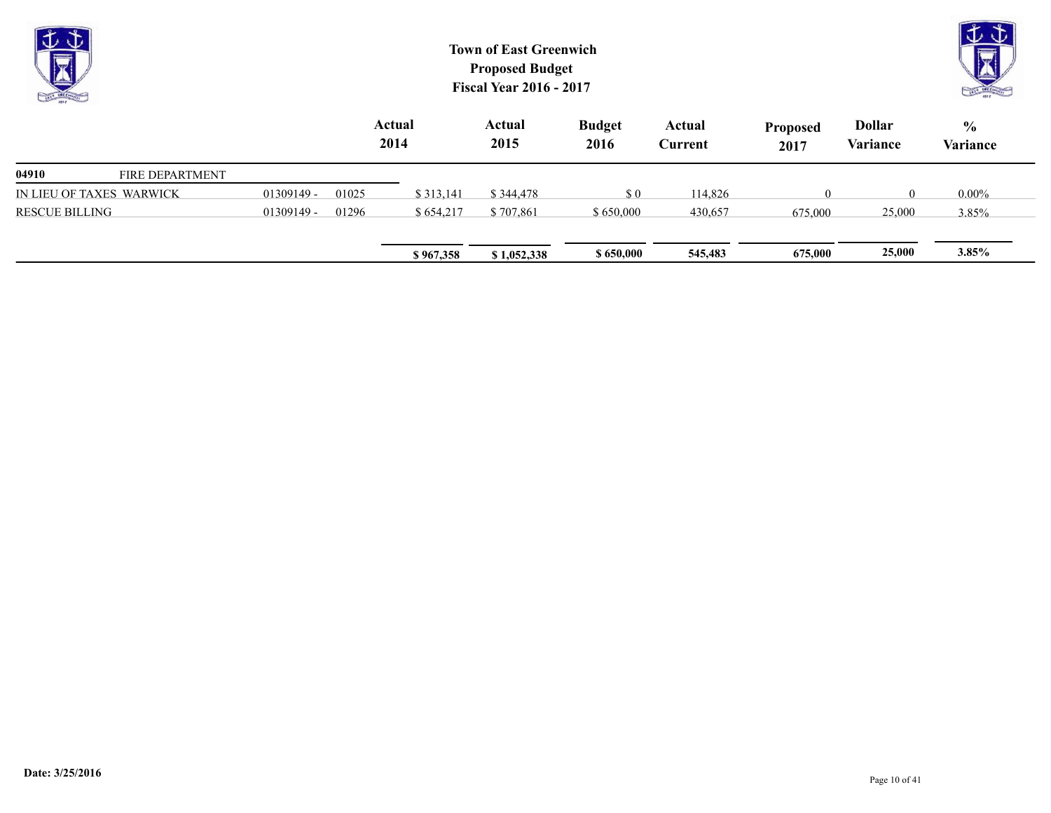# Town of East Greenwich
## Proposed Budget
## Fiscal Year 2016 - 2017

| | | | Actual 2014 | Actual 2015 | Budget 2016 | Actual Current | Proposed 2017 | Dollar Variance | % Variance |
|---|---|---|---|---|---|---|---|---|---|
| **04910** | FIRE DEPARTMENT | | | | | | | | |
| IN LIEU OF TAXES WARWICK | 01309149 - | 01025 | $ 313,141 | $ 344,478 | $ 0 | 114,826 | 0 | 0 | 0.00% |
| RESCUE BILLING | 01309149 - | 01296 | $ 654,217 | $ 707,861 | $ 650,000 | 430,657 | 675,000 | 25,000 | 3.85% |
| | | | **$ 967,358** | **$ 1,052,338** | **$ 650,000** | **545,483** | **675,000** | **25,000** | **3.85%** |

**Date: 3/25/2016**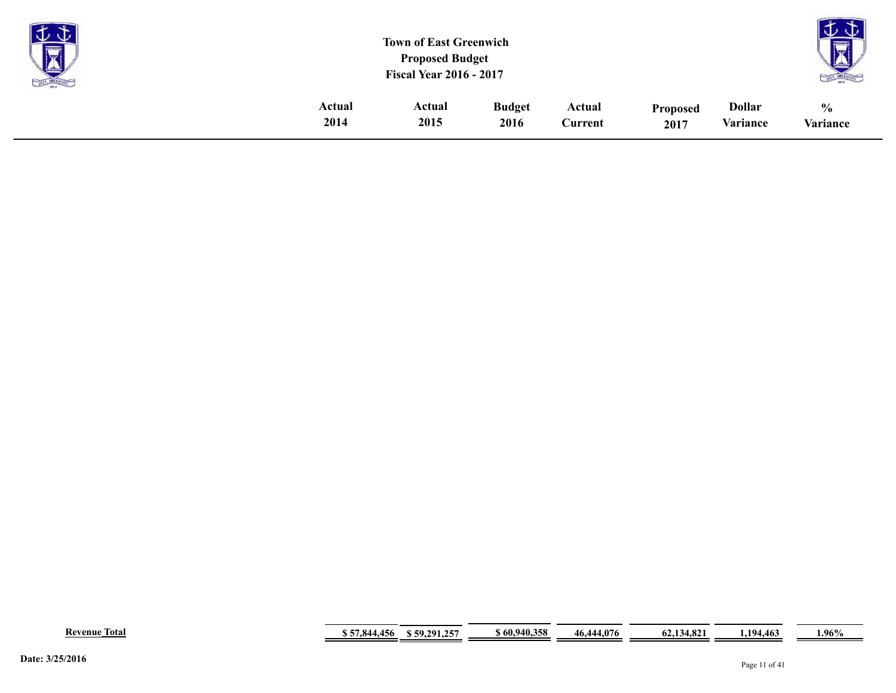# Town of East Greenwich
## Proposed Budget
### Fiscal Year 2016 - 2017

| | Actual 2014 | Actual 2015 | Budget 2016 | Actual Current | Proposed 2017 | Dollar Variance | % Variance |
|---|---|---|---|---|---|---|---|
| **Revenue Total** | **$ 57,844,456** | **$ 59,291,257** | **$ 60,940,358** | **46,444,076** | **62,134,821** | **1,194,463** | **1.96%** |

**Date: 3/25/2016**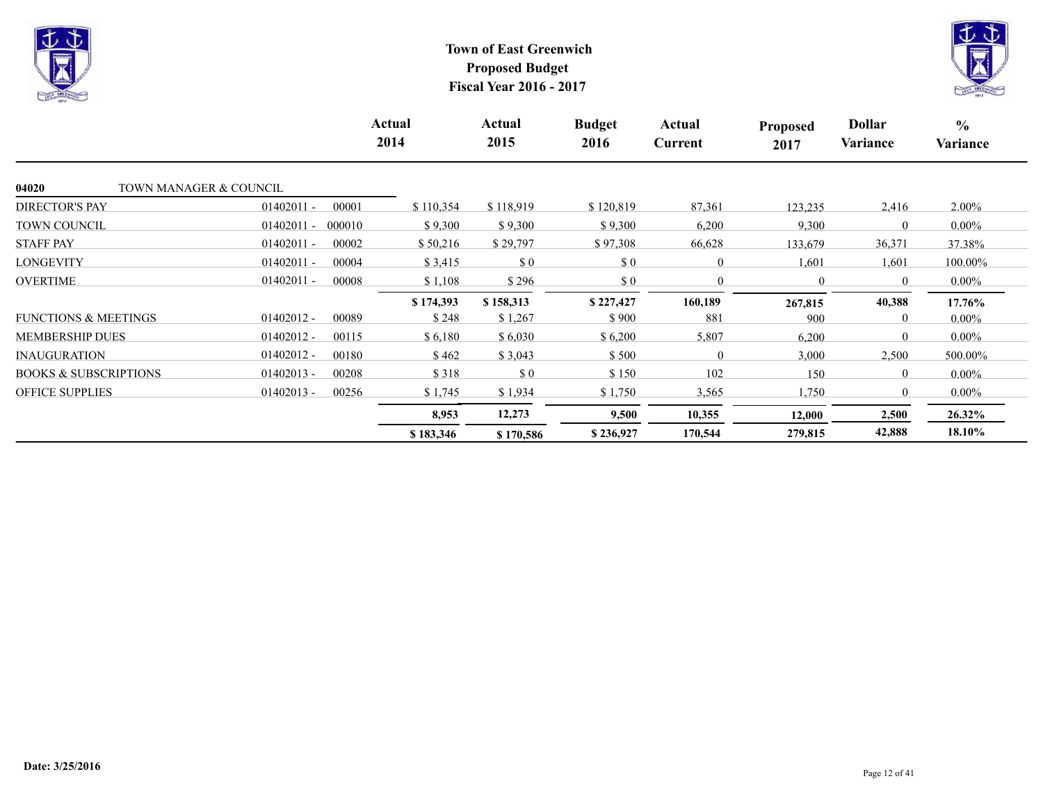**Town of East Greenwich**
**Proposed Budget**
**Fiscal Year 2016 - 2017**

| | | | Actual 2014 | Actual 2015 | Budget 2016 | Actual Current | Proposed 2017 | Dollar Variance | % Variance |
|---|---|---|---|---|---|---|---|---|---|
| **04020** | TOWN MANAGER & COUNCIL | | | | | | | | |
| DIRECTOR'S PAY | 01402011 - | 00001 | $ 110,354 | $ 118,919 | $ 120,819 | 87,361 | 123,235 | 2,416 | 2.00% |
| TOWN COUNCIL | 01402011 - | 000010 | $ 9,300 | $ 9,300 | $ 9,300 | 6,200 | 9,300 | 0 | 0.00% |
| STAFF PAY | 01402011 - | 00002 | $ 50,216 | $ 29,797 | $ 97,308 | 66,628 | 133,679 | 36,371 | 37.38% |
| LONGEVITY | 01402011 - | 00004 | $ 3,415 | $ 0 | $ 0 | 0 | 1,601 | 1,601 | 100.00% |
| OVERTIME | 01402011 - | 00008 | $ 1,108 | $ 296 | $ 0 | 0 | 0 | 0 | 0.00% |
| | | | **$ 174,393** | **$ 158,313** | **$ 227,427** | **160,189** | **267,815** | **40,388** | **17.76%** |
| FUNCTIONS & MEETINGS | 01402012 - | 00089 | $ 248 | $ 1,267 | $ 900 | 881 | 900 | 0 | 0.00% |
| MEMBERSHIP DUES | 01402012 - | 00115 | $ 6,180 | $ 6,030 | $ 6,200 | 5,807 | 6,200 | 0 | 0.00% |
| INAUGURATION | 01402012 - | 00180 | $ 462 | $ 3,043 | $ 500 | 0 | 3,000 | 2,500 | 500.00% |
| BOOKS & SUBSCRIPTIONS | 01402013 - | 00208 | $ 318 | $ 0 | $ 150 | 102 | 150 | 0 | 0.00% |
| OFFICE SUPPLIES | 01402013 - | 00256 | $ 1,745 | $ 1,934 | $ 1,750 | 3,565 | 1,750 | 0 | 0.00% |
| | | | **8,953** | **12,273** | **9,500** | **10,355** | **12,000** | **2,500** | **26.32%** |
| | | | **$ 183,346** | **$ 170,586** | **$ 236,927** | **170,544** | **279,815** | **42,888** | **18.10%** |

**Date: 3/25/2016**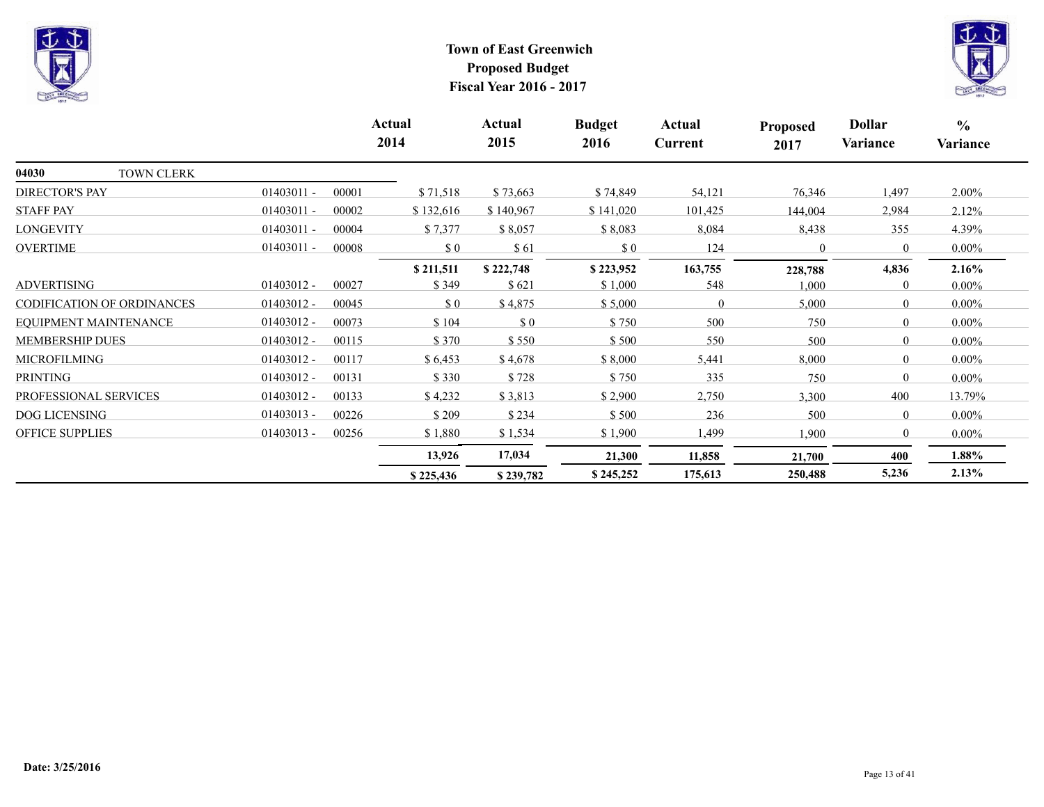# Town of East Greenwich
## Proposed Budget
## Fiscal Year 2016 - 2017

| | | | Actual 2014 | Actual 2015 | Budget 2016 | Actual Current | Proposed 2017 | Dollar Variance | % Variance |
|---|---|---|---|---|---|---|---|---|---|
| **04030** TOWN CLERK | | | | | | | | | |
| DIRECTOR'S PAY | 01403011 - | 00001 | $ 71,518 | $ 73,663 | $ 74,849 | 54,121 | 76,346 | 1,497 | 2.00% |
| STAFF PAY | 01403011 - | 00002 | $ 132,616 | $ 140,967 | $ 141,020 | 101,425 | 144,004 | 2,984 | 2.12% |
| LONGEVITY | 01403011 - | 00004 | $ 7,377 | $ 8,057 | $ 8,083 | 8,084 | 8,438 | 355 | 4.39% |
| OVERTIME | 01403011 - | 00008 | $ 0 | $ 61 | $ 0 | 124 | 0 | 0 | 0.00% |
| | | | **$ 211,511** | **$ 222,748** | **$ 223,952** | **163,755** | **228,788** | **4,836** | **2.16%** |
| ADVERTISING | 01403012 - | 00027 | $ 349 | $ 621 | $ 1,000 | 548 | 1,000 | 0 | 0.00% |
| CODIFICATION OF ORDINANCES | 01403012 - | 00045 | $ 0 | $ 4,875 | $ 5,000 | 0 | 5,000 | 0 | 0.00% |
| EQUIPMENT MAINTENANCE | 01403012 - | 00073 | $ 104 | $ 0 | $ 750 | 500 | 750 | 0 | 0.00% |
| MEMBERSHIP DUES | 01403012 - | 00115 | $ 370 | $ 550 | $ 500 | 550 | 500 | 0 | 0.00% |
| MICROFILMING | 01403012 - | 00117 | $ 6,453 | $ 4,678 | $ 8,000 | 5,441 | 8,000 | 0 | 0.00% |
| PRINTING | 01403012 - | 00131 | $ 330 | $ 728 | $ 750 | 335 | 750 | 0 | 0.00% |
| PROFESSIONAL SERVICES | 01403012 - | 00133 | $ 4,232 | $ 3,813 | $ 2,900 | 2,750 | 3,300 | 400 | 13.79% |
| DOG LICENSING | 01403013 - | 00226 | $ 209 | $ 234 | $ 500 | 236 | 500 | 0 | 0.00% |
| OFFICE SUPPLIES | 01403013 - | 00256 | $ 1,880 | $ 1,534 | $ 1,900 | 1,499 | 1,900 | 0 | 0.00% |
| | | | **13,926** | **17,034** | **21,300** | **11,858** | **21,700** | **400** | **1.88%** |
| | | | **$ 225,436** | **$ 239,782** | **$ 245,252** | **175,613** | **250,488** | **5,236** | **2.13%** |

**Date: 3/25/2016**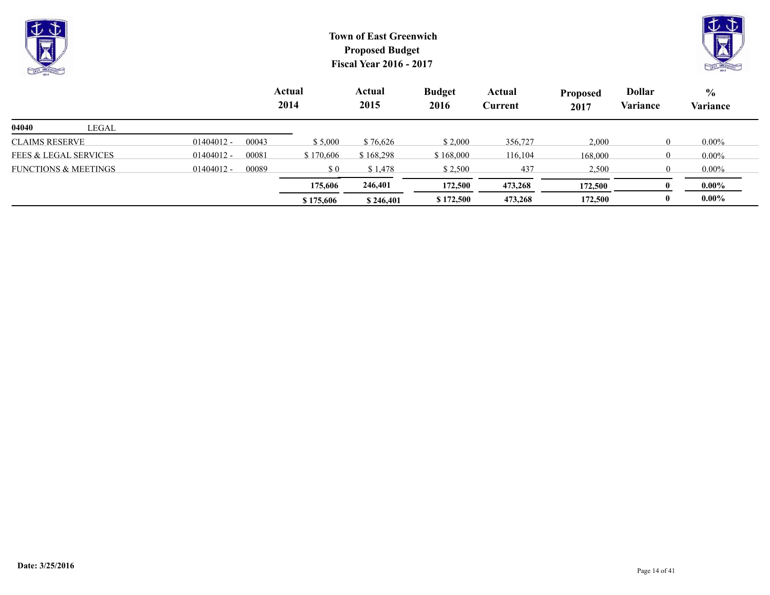# Town of East Greenwich
## Proposed Budget
## Fiscal Year 2016 - 2017

| | | | Actual 2014 | Actual 2015 | Budget 2016 | Actual Current | Proposed 2017 | Dollar Variance | % Variance |
|---|---|---|---|---|---|---|---|---|---|
| **04040** LEGAL | | | | | | | | | |
| CLAIMS RESERVE | 01404012 - | 00043 | $ 5,000 | $ 76,626 | $ 2,000 | 356,727 | 2,000 | 0 | 0.00% |
| FEES & LEGAL SERVICES | 01404012 - | 00081 | $ 170,606 | $ 168,298 | $ 168,000 | 116,104 | 168,000 | 0 | 0.00% |
| FUNCTIONS & MEETINGS | 01404012 - | 00089 | $ 0 | $ 1,478 | $ 2,500 | 437 | 2,500 | 0 | 0.00% |
| | | | **175,606** | **246,401** | **172,500** | **473,268** | **172,500** | **0** | **0.00%** |
| | | | **$ 175,606** | **$ 246,401** | **$ 172,500** | **473,268** | **172,500** | **0** | **0.00%** |

**Date: 3/25/2016**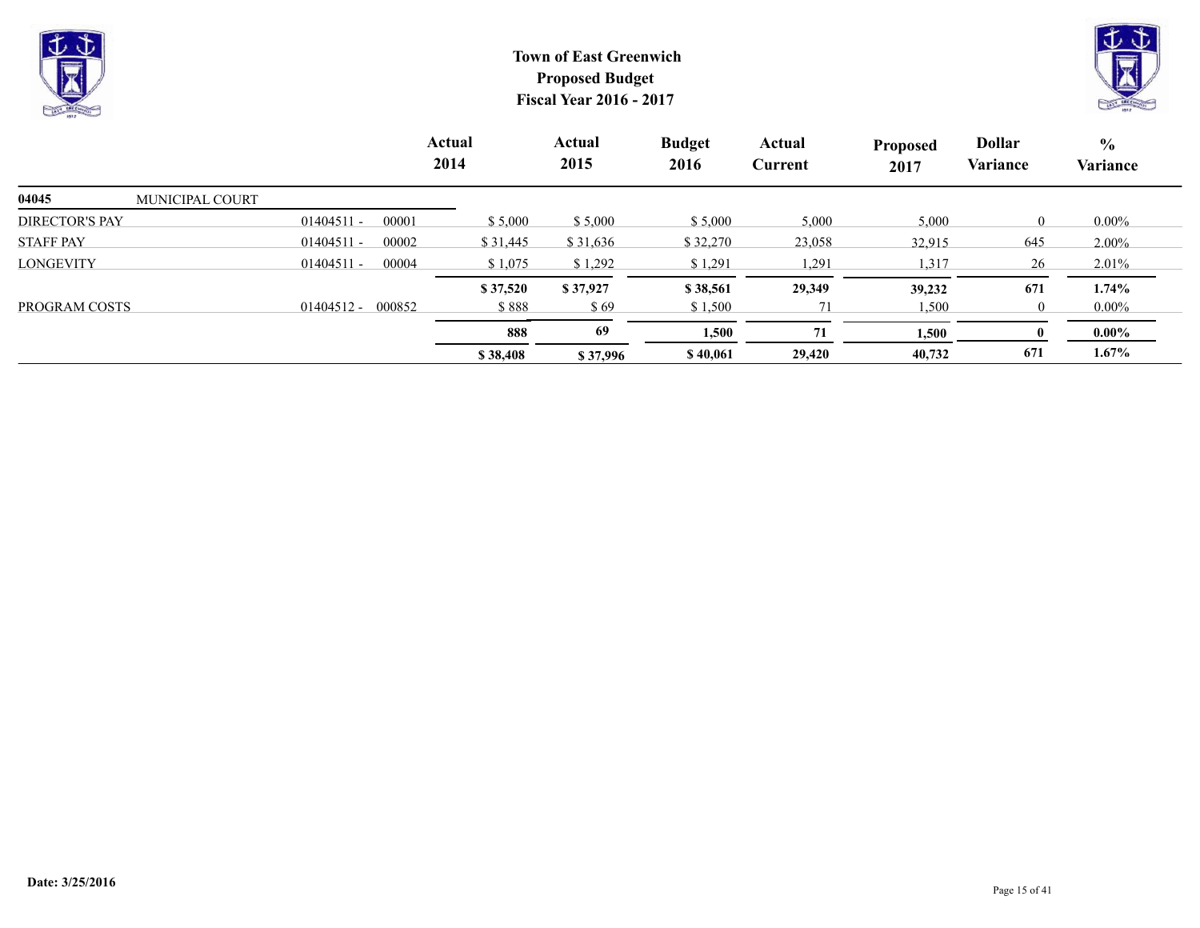# Town of East Greenwich
## Proposed Budget
## Fiscal Year 2016 - 2017

| | | | Actual 2014 | Actual 2015 | Budget 2016 | Actual Current | Proposed 2017 | Dollar Variance | % Variance |
|---|---|---|---|---|---|---|---|---|---|
| **04045** | MUNICIPAL COURT | | | | | | | | |
| DIRECTOR'S PAY | 01404511 - | 00001 | $ 5,000 | $ 5,000 | $ 5,000 | 5,000 | 5,000 | 0 | 0.00% |
| STAFF PAY | 01404511 - | 00002 | $ 31,445 | $ 31,636 | $ 32,270 | 23,058 | 32,915 | 645 | 2.00% |
| LONGEVITY | 01404511 - | 00004 | $ 1,075 | $ 1,292 | $ 1,291 | 1,291 | 1,317 | 26 | 2.01% |
| | | | **$ 37,520** | **$ 37,927** | **$ 38,561** | **29,349** | **39,232** | **671** | **1.74%** |
| PROGRAM COSTS | 01404512 - | 000852 | $ 888 | $ 69 | $ 1,500 | 71 | 1,500 | 0 | 0.00% |
| | | | **888** | **69** | **1,500** | **71** | **1,500** | **0** | **0.00%** |
| | | | **$ 38,408** | **$ 37,996** | **$ 40,061** | **29,420** | **40,732** | **671** | **1.67%** |

**Date: 3/25/2016**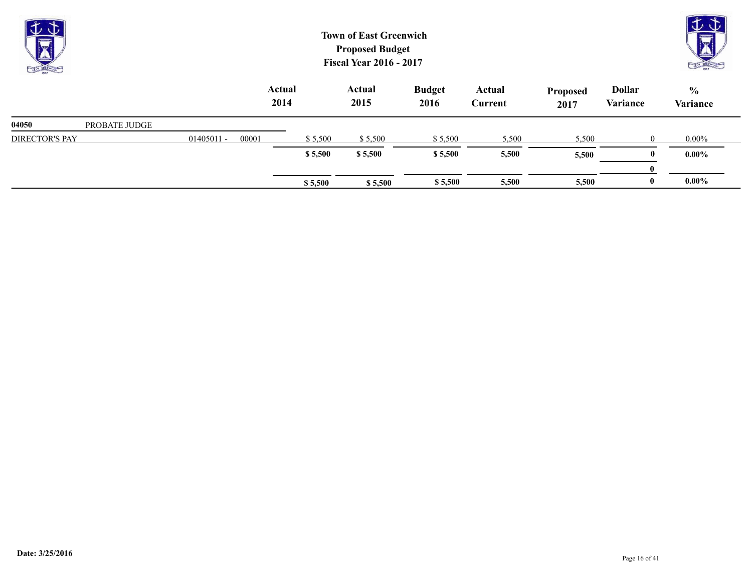# Town of East Greenwich
## Proposed Budget
### Fiscal Year 2016 - 2017

| | | | Actual 2014 | Actual 2015 | Budget 2016 | Actual Current | Proposed 2017 | Dollar Variance | % Variance |
|---|---|---|---|---|---|---|---|---|---|
| **04050** | PROBATE JUDGE | | | | | | | | |
| DIRECTOR'S PAY | 01405011 - | 00001 | $ 5,500 | $ 5,500 | $ 5,500 | 5,500 | 5,500 | 0 | 0.00% |
| | | | **$ 5,500** | **$ 5,500** | **$ 5,500** | **5,500** | **5,500** | **0** | **0.00%** |
| | | | | | | | | **0** | |
| | | | **$ 5,500** | **$ 5,500** | **$ 5,500** | **5,500** | **5,500** | **0** | **0.00%** |

**Date: 3/25/2016**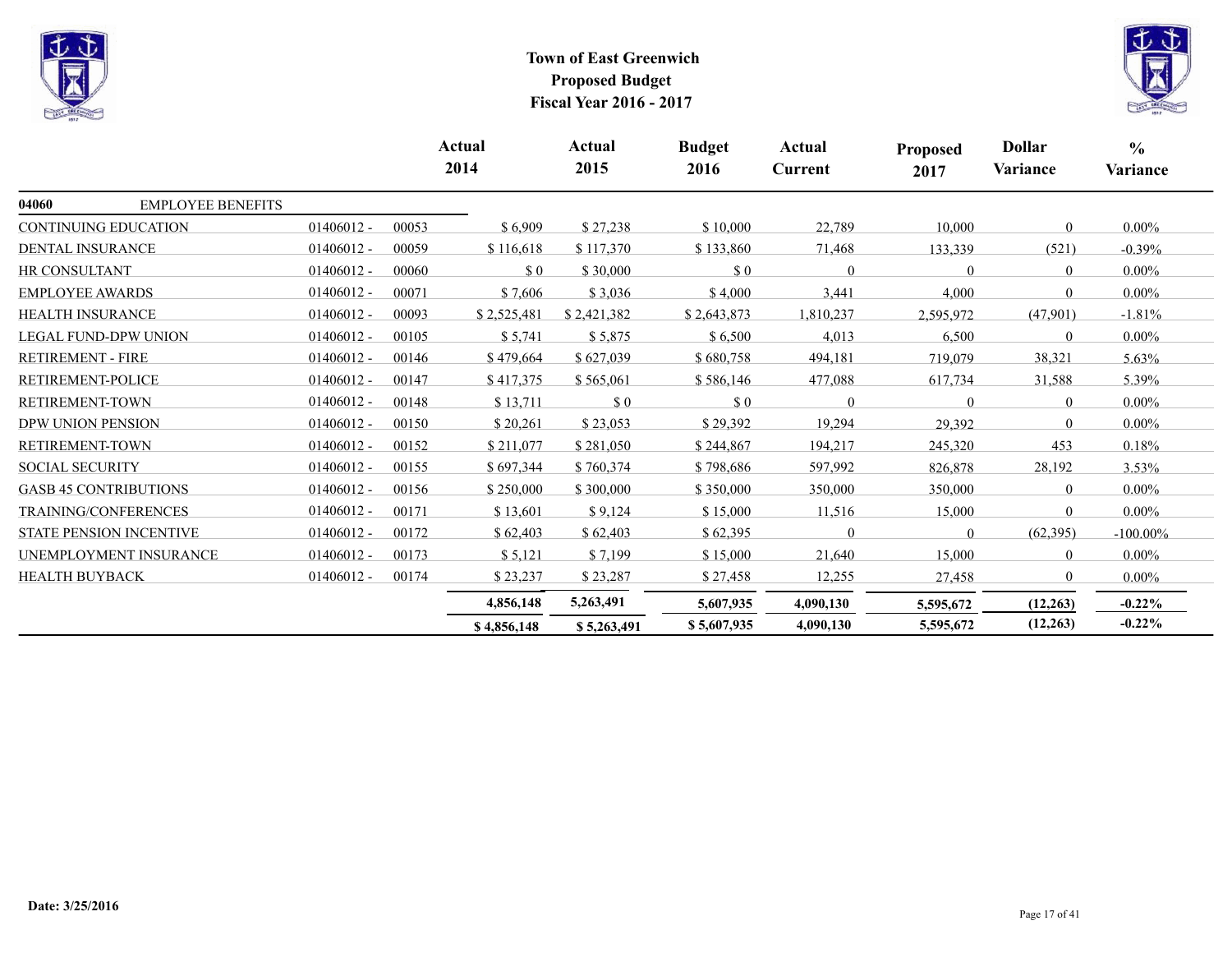# Town of East Greenwich
## Proposed Budget
## Fiscal Year 2016 - 2017

| | | | Actual 2014 | Actual 2015 | Budget 2016 | Actual Current | Proposed 2017 | Dollar Variance | % Variance |
|---|---|---|---|---|---|---|---|---|---|
| **04060** EMPLOYEE BENEFITS | | | | | | | | | |
| CONTINUING EDUCATION | 01406012 - | 00053 | $ 6,909 | $ 27,238 | $ 10,000 | 22,789 | 10,000 | 0 | 0.00% |
| DENTAL INSURANCE | 01406012 - | 00059 | $ 116,618 | $ 117,370 | $ 133,860 | 71,468 | 133,339 | (521) | -0.39% |
| HR CONSULTANT | 01406012 - | 00060 | $ 0 | $ 30,000 | $ 0 | 0 | 0 | 0 | 0.00% |
| EMPLOYEE AWARDS | 01406012 - | 00071 | $ 7,606 | $ 3,036 | $ 4,000 | 3,441 | 4,000 | 0 | 0.00% |
| HEALTH INSURANCE | 01406012 - | 00093 | $ 2,525,481 | $ 2,421,382 | $ 2,643,873 | 1,810,237 | 2,595,972 | (47,901) | -1.81% |
| LEGAL FUND-DPW UNION | 01406012 - | 00105 | $ 5,741 | $ 5,875 | $ 6,500 | 4,013 | 6,500 | 0 | 0.00% |
| RETIREMENT - FIRE | 01406012 - | 00146 | $ 479,664 | $ 627,039 | $ 680,758 | 494,181 | 719,079 | 38,321 | 5.63% |
| RETIREMENT-POLICE | 01406012 - | 00147 | $ 417,375 | $ 565,061 | $ 586,146 | 477,088 | 617,734 | 31,588 | 5.39% |
| RETIREMENT-TOWN | 01406012 - | 00148 | $ 13,711 | $ 0 | $ 0 | 0 | 0 | 0 | 0.00% |
| DPW UNION PENSION | 01406012 - | 00150 | $ 20,261 | $ 23,053 | $ 29,392 | 19,294 | 29,392 | 0 | 0.00% |
| RETIREMENT-TOWN | 01406012 - | 00152 | $ 211,077 | $ 281,050 | $ 244,867 | 194,217 | 245,320 | 453 | 0.18% |
| SOCIAL SECURITY | 01406012 - | 00155 | $ 697,344 | $ 760,374 | $ 798,686 | 597,992 | 826,878 | 28,192 | 3.53% |
| GASB 45 CONTRIBUTIONS | 01406012 - | 00156 | $ 250,000 | $ 300,000 | $ 350,000 | 350,000 | 350,000 | 0 | 0.00% |
| TRAINING/CONFERENCES | 01406012 - | 00171 | $ 13,601 | $ 9,124 | $ 15,000 | 11,516 | 15,000 | 0 | 0.00% |
| STATE PENSION INCENTIVE | 01406012 - | 00172 | $ 62,403 | $ 62,403 | $ 62,395 | 0 | 0 | (62,395) | -100.00% |
| UNEMPLOYMENT INSURANCE | 01406012 - | 00173 | $ 5,121 | $ 7,199 | $ 15,000 | 21,640 | 15,000 | 0 | 0.00% |
| HEALTH BUYBACK | 01406012 - | 00174 | $ 23,237 | $ 23,287 | $ 27,458 | 12,255 | 27,458 | 0 | 0.00% |
| | | | **4,856,148** | **5,263,491** | **5,607,935** | **4,090,130** | **5,595,672** | **(12,263)** | **-0.22%** |
| | | | **$ 4,856,148** | **$ 5,263,491** | **$ 5,607,935** | **4,090,130** | **5,595,672** | **(12,263)** | **-0.22%** |

**Date: 3/25/2016**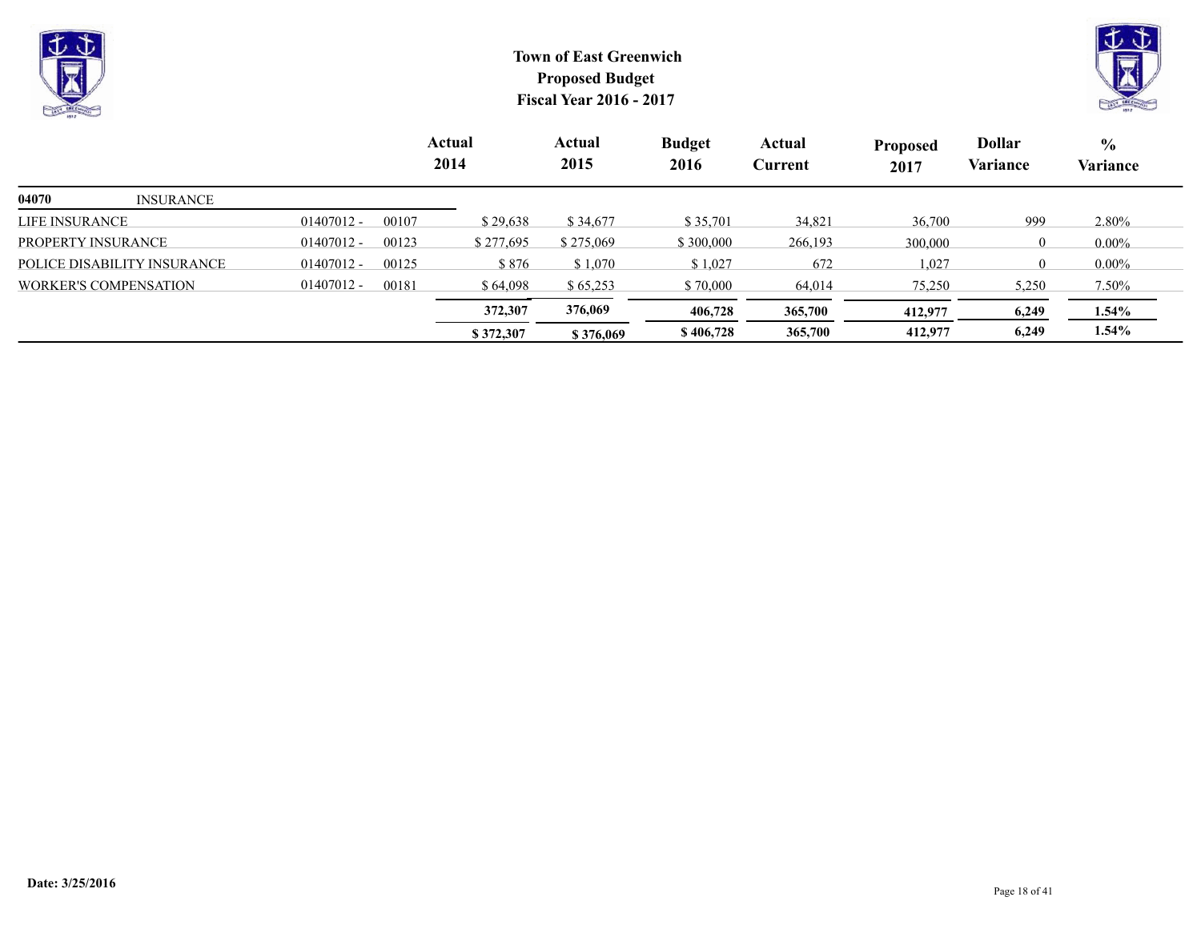**Town of East Greenwich**
**Proposed Budget**
**Fiscal Year 2016 - 2017**

| | | | Actual 2014 | Actual 2015 | Budget 2016 | Actual Current | Proposed 2017 | Dollar Variance | % Variance |
|---|---|---|---|---|---|---|---|---|---|
| **04070** | INSURANCE | | | | | | | | |
| LIFE INSURANCE | 01407012 - | 00107 | $ 29,638 | $ 34,677 | $ 35,701 | 34,821 | 36,700 | 999 | 2.80% |
| PROPERTY INSURANCE | 01407012 - | 00123 | $ 277,695 | $ 275,069 | $ 300,000 | 266,193 | 300,000 | 0 | 0.00% |
| POLICE DISABILITY INSURANCE | 01407012 - | 00125 | $ 876 | $ 1,070 | $ 1,027 | 672 | 1,027 | 0 | 0.00% |
| WORKER'S COMPENSATION | 01407012 - | 00181 | $ 64,098 | $ 65,253 | $ 70,000 | 64,014 | 75,250 | 5,250 | 7.50% |
| | | | **372,307** | **376,069** | **406,728** | **365,700** | **412,977** | **6,249** | **1.54%** |
| | | | **$ 372,307** | **$ 376,069** | **$ 406,728** | **365,700** | **412,977** | **6,249** | **1.54%** |

**Date: 3/25/2016**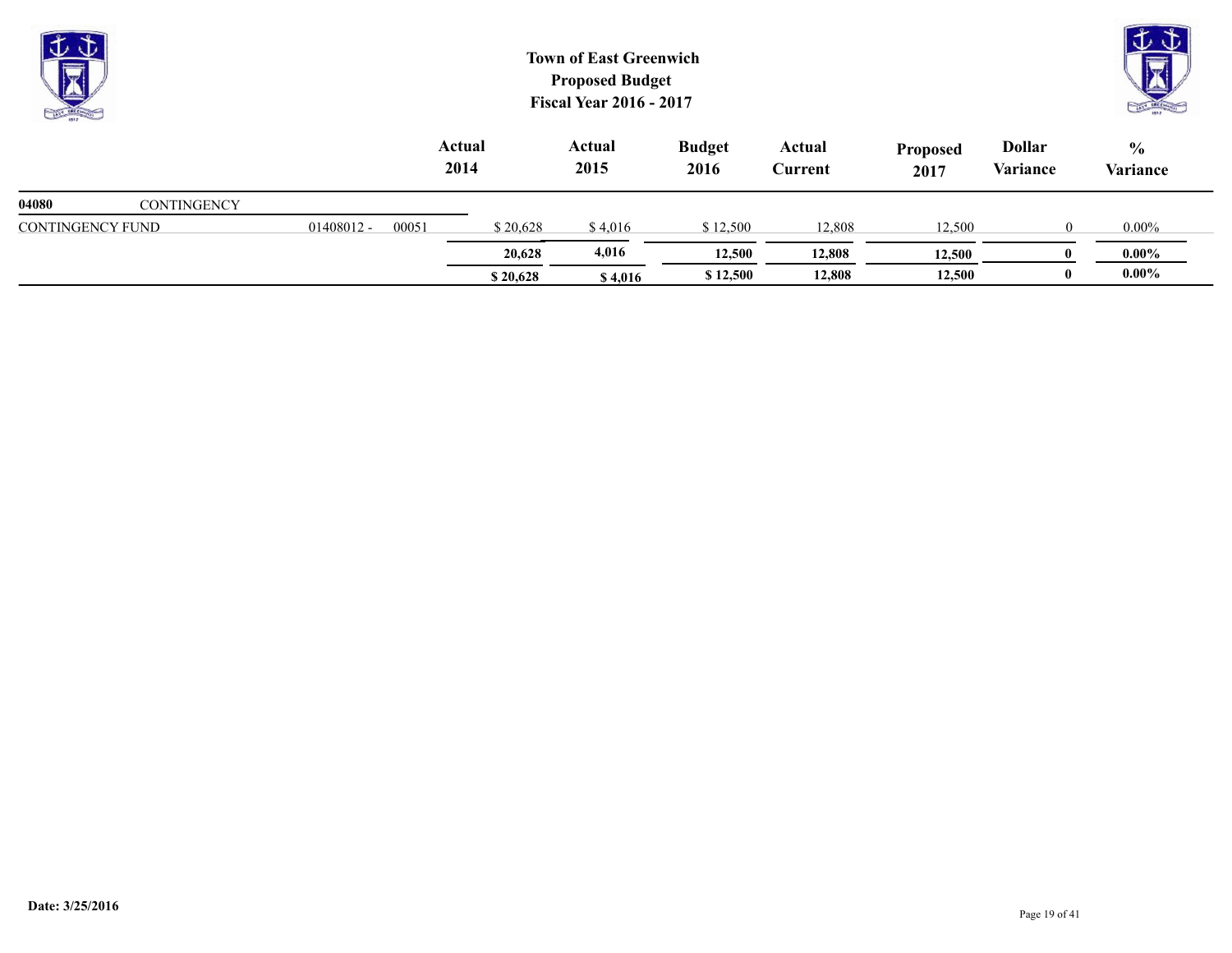# Town of East Greenwich
## Proposed Budget
## Fiscal Year 2016 - 2017

| | | | Actual 2014 | Actual 2015 | Budget 2016 | Actual Current | Proposed 2017 | Dollar Variance | % Variance |
|---|---|---|---|---|---|---|---|---|---|
| **04080** | CONTINGENCY | | | | | | | | |
| CONTINGENCY FUND | 01408012 - | 00051 | $ 20,628 | $ 4,016 | $ 12,500 | 12,808 | 12,500 | 0 | 0.00% |
| | | | **20,628** | **4,016** | **12,500** | **12,808** | **12,500** | **0** | **0.00%** |
| | | | **$ 20,628** | **$ 4,016** | **$ 12,500** | **12,808** | **12,500** | **0** | **0.00%** |

**Date: 3/25/2016**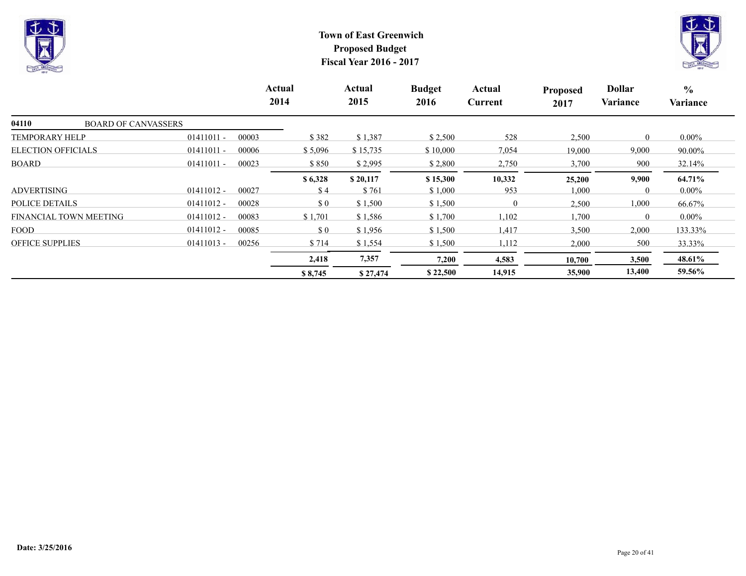# Town of East Greenwich

## Proposed Budget

## Fiscal Year 2016 - 2017

| | | | Actual 2014 | Actual 2015 | Budget 2016 | Actual Current | Proposed 2017 | Dollar Variance | % Variance |
|---|---|---|---|---|---|---|---|---|---|
| **04110** | BOARD OF CANVASSERS | | | | | | | | |
| TEMPORARY HELP | 01411011 - | 00003 | $ 382 | $ 1,387 | $ 2,500 | 528 | 2,500 | 0 | 0.00% |
| ELECTION OFFICIALS | 01411011 - | 00006 | $ 5,096 | $ 15,735 | $ 10,000 | 7,054 | 19,000 | 9,000 | 90.00% |
| BOARD | 01411011 - | 00023 | $ 850 | $ 2,995 | $ 2,800 | 2,750 | 3,700 | 900 | 32.14% |
| | | | **$ 6,328** | **$ 20,117** | **$ 15,300** | **10,332** | **25,200** | **9,900** | **64.71%** |
| ADVERTISING | 01411012 - | 00027 | $ 4 | $ 761 | $ 1,000 | 953 | 1,000 | 0 | 0.00% |
| POLICE DETAILS | 01411012 - | 00028 | $ 0 | $ 1,500 | $ 1,500 | 0 | 2,500 | 1,000 | 66.67% |
| FINANCIAL TOWN MEETING | 01411012 - | 00083 | $ 1,701 | $ 1,586 | $ 1,700 | 1,102 | 1,700 | 0 | 0.00% |
| FOOD | 01411012 - | 00085 | $ 0 | $ 1,956 | $ 1,500 | 1,417 | 3,500 | 2,000 | 133.33% |
| OFFICE SUPPLIES | 01411013 - | 00256 | $ 714 | $ 1,554 | $ 1,500 | 1,112 | 2,000 | 500 | 33.33% |
| | | | **2,418** | **7,357** | **7,200** | **4,583** | **10,700** | **3,500** | **48.61%** |
| | | | **$ 8,745** | **$ 27,474** | **$ 22,500** | **14,915** | **35,900** | **13,400** | **59.56%** |

**Date: 3/25/2016**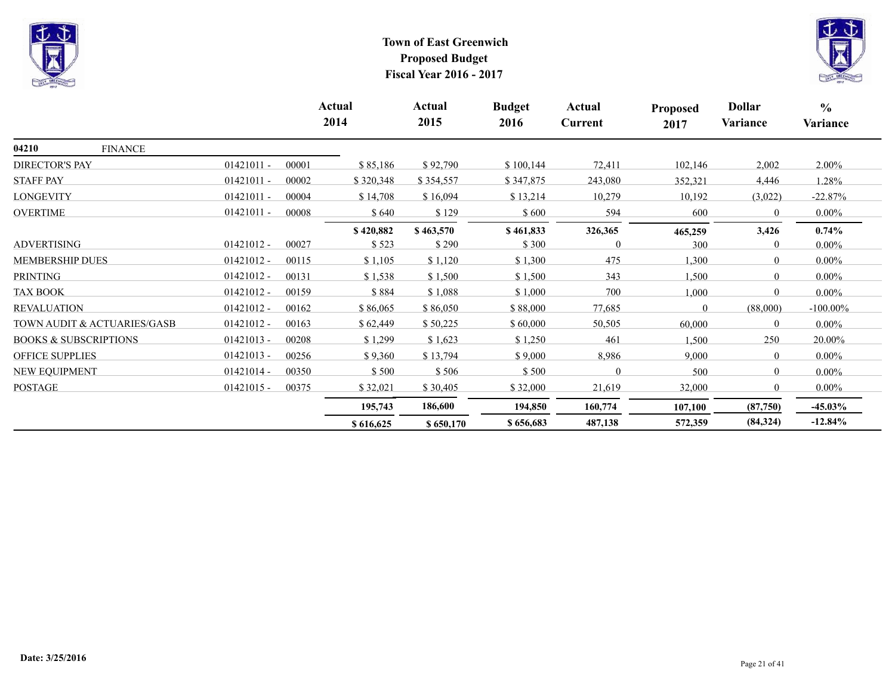**Town of East Greenwich**
**Proposed Budget**
**Fiscal Year 2016 - 2017**

| | | | Actual 2014 | Actual 2015 | Budget 2016 | Actual Current | Proposed 2017 | Dollar Variance | % Variance |
|---|---|---|---|---|---|---|---|---|---|
| **04210** | **FINANCE** | | | | | | | | |
| DIRECTOR'S PAY | 01421011 - | 00001 | $ 85,186 | $ 92,790 | $ 100,144 | 72,411 | 102,146 | 2,002 | 2.00% |
| STAFF PAY | 01421011 - | 00002 | $ 320,348 | $ 354,557 | $ 347,875 | 243,080 | 352,321 | 4,446 | 1.28% |
| LONGEVITY | 01421011 - | 00004 | $ 14,708 | $ 16,094 | $ 13,214 | 10,279 | 10,192 | (3,022) | -22.87% |
| OVERTIME | 01421011 - | 00008 | $ 640 | $ 129 | $ 600 | 594 | 600 | 0 | 0.00% |
| | | | **$ 420,882** | **$ 463,570** | **$ 461,833** | **326,365** | **465,259** | **3,426** | **0.74%** |
| ADVERTISING | 01421012 - | 00027 | $ 523 | $ 290 | $ 300 | 0 | 300 | 0 | 0.00% |
| MEMBERSHIP DUES | 01421012 - | 00115 | $ 1,105 | $ 1,120 | $ 1,300 | 475 | 1,300 | 0 | 0.00% |
| PRINTING | 01421012 - | 00131 | $ 1,538 | $ 1,500 | $ 1,500 | 343 | 1,500 | 0 | 0.00% |
| TAX BOOK | 01421012 - | 00159 | $ 884 | $ 1,088 | $ 1,000 | 700 | 1,000 | 0 | 0.00% |
| REVALUATION | 01421012 - | 00162 | $ 86,065 | $ 86,050 | $ 88,000 | 77,685 | 0 | (88,000) | -100.00% |
| TOWN AUDIT & ACTUARIES/GASB | 01421012 - | 00163 | $ 62,449 | $ 50,225 | $ 60,000 | 50,505 | 60,000 | 0 | 0.00% |
| BOOKS & SUBSCRIPTIONS | 01421013 - | 00208 | $ 1,299 | $ 1,623 | $ 1,250 | 461 | 1,500 | 250 | 20.00% |
| OFFICE SUPPLIES | 01421013 - | 00256 | $ 9,360 | $ 13,794 | $ 9,000 | 8,986 | 9,000 | 0 | 0.00% |
| NEW EQUIPMENT | 01421014 - | 00350 | $ 500 | $ 506 | $ 500 | 0 | 500 | 0 | 0.00% |
| POSTAGE | 01421015 - | 00375 | $ 32,021 | $ 30,405 | $ 32,000 | 21,619 | 32,000 | 0 | 0.00% |
| | | | **195,743** | **186,600** | **194,850** | **160,774** | **107,100** | **(87,750)** | **-45.03%** |
| | | | **$ 616,625** | **$ 650,170** | **$ 656,683** | **487,138** | **572,359** | **(84,324)** | **-12.84%** |

**Date: 3/25/2016**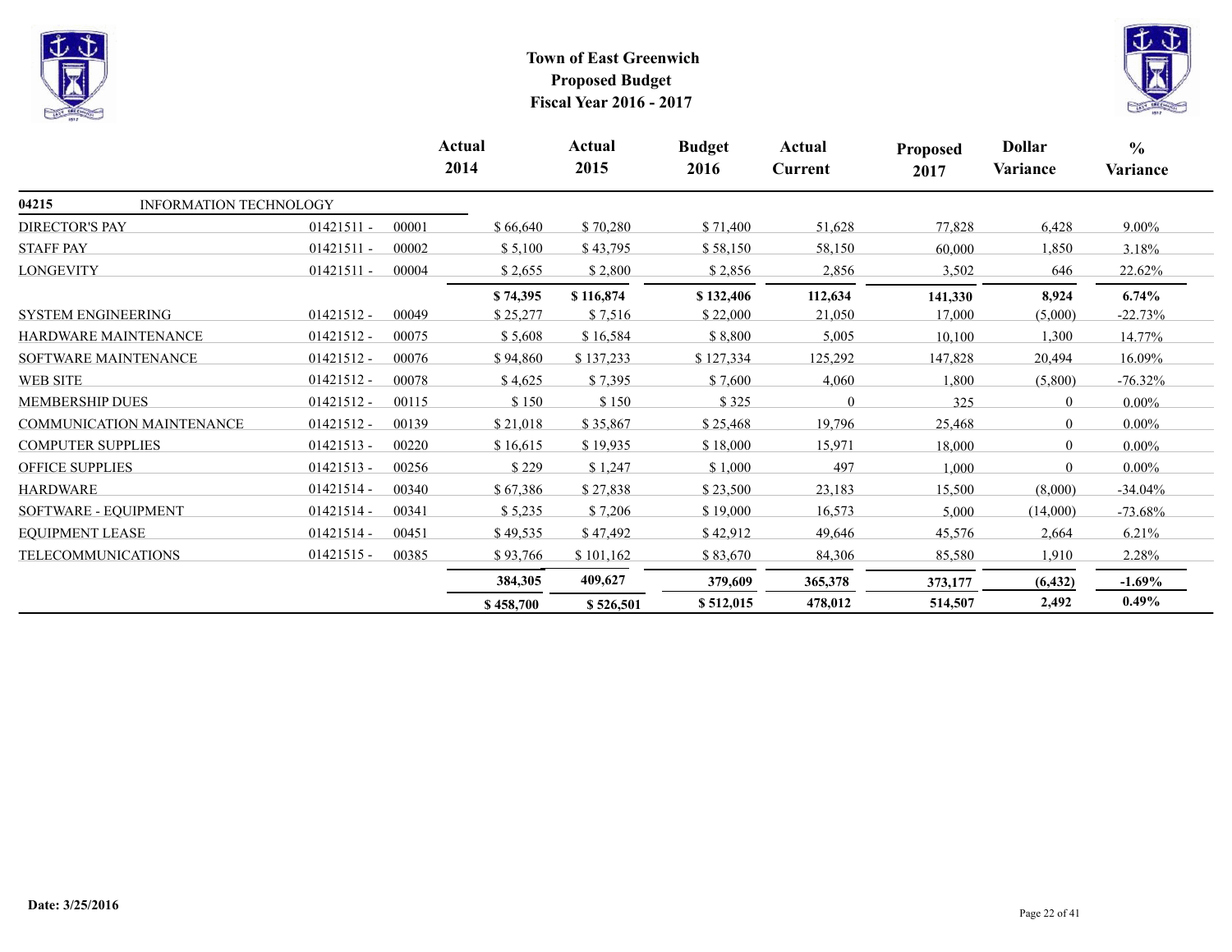# Town of East Greenwich
## Proposed Budget
## Fiscal Year 2016 - 2017

| | | | Actual 2014 | Actual 2015 | Budget 2016 | Actual Current | Proposed 2017 | Dollar Variance | % Variance |
|---|---|---|---|---|---|---|---|---|---|
| **04215** | INFORMATION TECHNOLOGY | | | | | | | | |
| DIRECTOR'S PAY | 01421511 - | 00001 | $ 66,640 | $ 70,280 | $ 71,400 | 51,628 | 77,828 | 6,428 | 9.00% |
| STAFF PAY | 01421511 - | 00002 | $ 5,100 | $ 43,795 | $ 58,150 | 58,150 | 60,000 | 1,850 | 3.18% |
| LONGEVITY | 01421511 - | 00004 | $ 2,655 | $ 2,800 | $ 2,856 | 2,856 | 3,502 | 646 | 22.62% |
| | | | **$ 74,395** | **$ 116,874** | **$ 132,406** | **112,634** | **141,330** | **8,924** | **6.74%** |
| SYSTEM ENGINEERING | 01421512 - | 00049 | $ 25,277 | $ 7,516 | $ 22,000 | 21,050 | 17,000 | (5,000) | -22.73% |
| HARDWARE MAINTENANCE | 01421512 - | 00075 | $ 5,608 | $ 16,584 | $ 8,800 | 5,005 | 10,100 | 1,300 | 14.77% |
| SOFTWARE MAINTENANCE | 01421512 - | 00076 | $ 94,860 | $ 137,233 | $ 127,334 | 125,292 | 147,828 | 20,494 | 16.09% |
| WEB SITE | 01421512 - | 00078 | $ 4,625 | $ 7,395 | $ 7,600 | 4,060 | 1,800 | (5,800) | -76.32% |
| MEMBERSHIP DUES | 01421512 - | 00115 | $ 150 | $ 150 | $ 325 | 0 | 325 | 0 | 0.00% |
| COMMUNICATION MAINTENANCE | 01421512 - | 00139 | $ 21,018 | $ 35,867 | $ 25,468 | 19,796 | 25,468 | 0 | 0.00% |
| COMPUTER SUPPLIES | 01421513 - | 00220 | $ 16,615 | $ 19,935 | $ 18,000 | 15,971 | 18,000 | 0 | 0.00% |
| OFFICE SUPPLIES | 01421513 - | 00256 | $ 229 | $ 1,247 | $ 1,000 | 497 | 1,000 | 0 | 0.00% |
| HARDWARE | 01421514 - | 00340 | $ 67,386 | $ 27,838 | $ 23,500 | 23,183 | 15,500 | (8,000) | -34.04% |
| SOFTWARE - EQUIPMENT | 01421514 - | 00341 | $ 5,235 | $ 7,206 | $ 19,000 | 16,573 | 5,000 | (14,000) | -73.68% |
| EQUIPMENT LEASE | 01421514 - | 00451 | $ 49,535 | $ 47,492 | $ 42,912 | 49,646 | 45,576 | 2,664 | 6.21% |
| TELECOMMUNICATIONS | 01421515 - | 00385 | $ 93,766 | $ 101,162 | $ 83,670 | 84,306 | 85,580 | 1,910 | 2.28% |
| | | | **384,305** | **409,627** | **379,609** | **365,378** | **373,177** | **(6,432)** | **-1.69%** |
| | | | **$ 458,700** | **$ 526,501** | **$ 512,015** | **478,012** | **514,507** | **2,492** | **0.49%** |

**Date: 3/25/2016**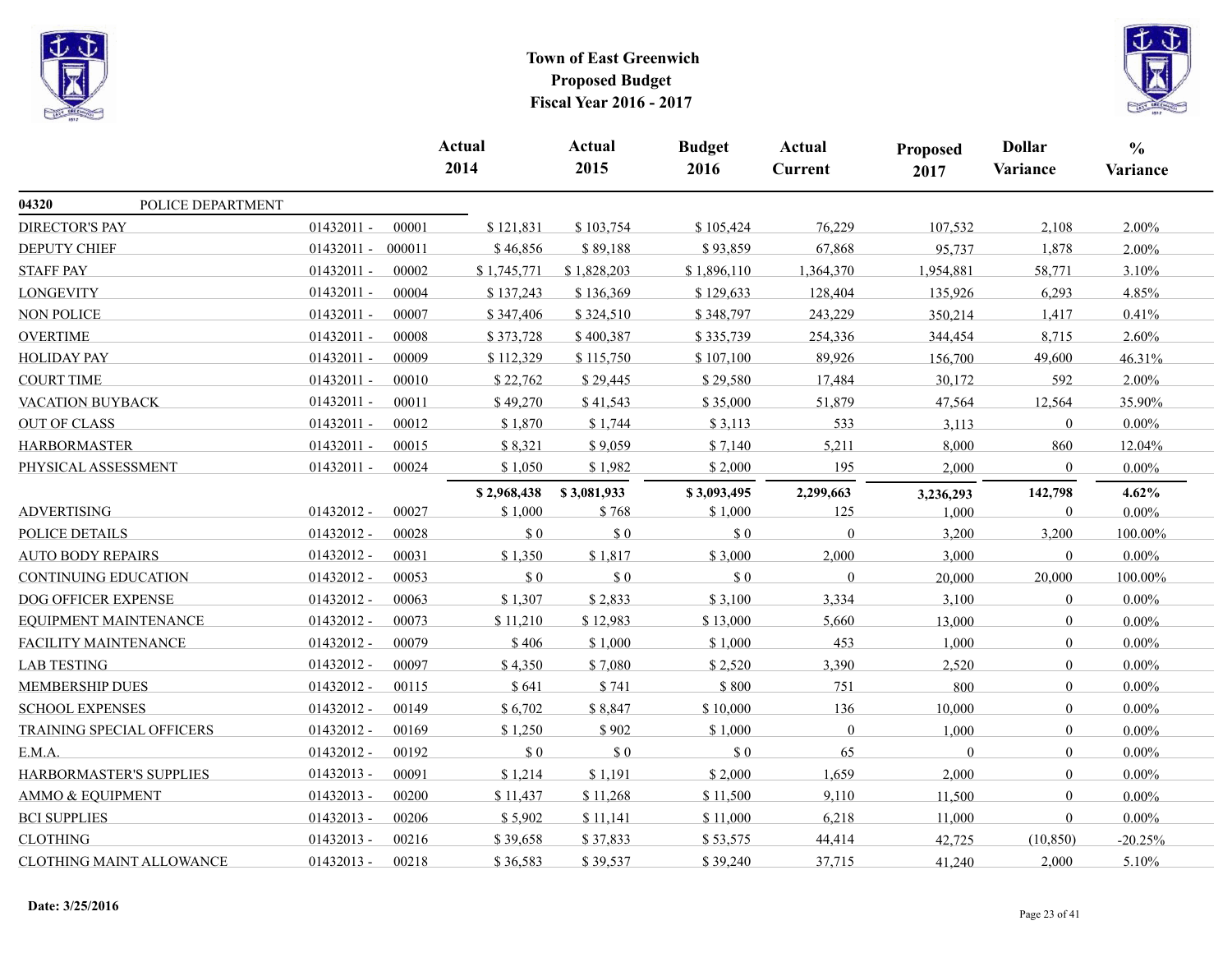# Town of East Greenwich
## Proposed Budget
## Fiscal Year 2016 - 2017

| | | | Actual 2014 | Actual 2015 | Budget 2016 | Actual Current | Proposed 2017 | Dollar Variance | % Variance |
|---|---|---|---|---|---|---|---|---|---|
| **04320** | POLICE DEPARTMENT | | | | | | | | |
| DIRECTOR'S PAY | 01432011 - | 00001 | $ 121,831 | $ 103,754 | $ 105,424 | 76,229 | 107,532 | 2,108 | 2.00% |
| DEPUTY CHIEF | 01432011 - | 000011 | $ 46,856 | $ 89,188 | $ 93,859 | 67,868 | 95,737 | 1,878 | 2.00% |
| STAFF PAY | 01432011 - | 00002 | $ 1,745,771 | $ 1,828,203 | $ 1,896,110 | 1,364,370 | 1,954,881 | 58,771 | 3.10% |
| LONGEVITY | 01432011 - | 00004 | $ 137,243 | $ 136,369 | $ 129,633 | 128,404 | 135,926 | 6,293 | 4.85% |
| NON POLICE | 01432011 - | 00007 | $ 347,406 | $ 324,510 | $ 348,797 | 243,229 | 350,214 | 1,417 | 0.41% |
| OVERTIME | 01432011 - | 00008 | $ 373,728 | $ 400,387 | $ 335,739 | 254,336 | 344,454 | 8,715 | 2.60% |
| HOLIDAY PAY | 01432011 - | 00009 | $ 112,329 | $ 115,750 | $ 107,100 | 89,926 | 156,700 | 49,600 | 46.31% |
| COURT TIME | 01432011 - | 00010 | $ 22,762 | $ 29,445 | $ 29,580 | 17,484 | 30,172 | 592 | 2.00% |
| VACATION BUYBACK | 01432011 - | 00011 | $ 49,270 | $ 41,543 | $ 35,000 | 51,879 | 47,564 | 12,564 | 35.90% |
| OUT OF CLASS | 01432011 - | 00012 | $ 1,870 | $ 1,744 | $ 3,113 | 533 | 3,113 | 0 | 0.00% |
| HARBORMASTER | 01432011 - | 00015 | $ 8,321 | $ 9,059 | $ 7,140 | 5,211 | 8,000 | 860 | 12.04% |
| PHYSICAL ASSESSMENT | 01432011 - | 00024 | $ 1,050 | $ 1,982 | $ 2,000 | 195 | 2,000 | 0 | 0.00% |
| | | | **$ 2,968,438** | **$ 3,081,933** | **$ 3,093,495** | **2,299,663** | **3,236,293** | **142,798** | **4.62%** |
| ADVERTISING | 01432012 - | 00027 | $ 1,000 | $ 768 | $ 1,000 | 125 | 1,000 | 0 | 0.00% |
| POLICE DETAILS | 01432012 - | 00028 | $ 0 | $ 0 | $ 0 | 0 | 3,200 | 3,200 | 100.00% |
| AUTO BODY REPAIRS | 01432012 - | 00031 | $ 1,350 | $ 1,817 | $ 3,000 | 2,000 | 3,000 | 0 | 0.00% |
| CONTINUING EDUCATION | 01432012 - | 00053 | $ 0 | $ 0 | $ 0 | 0 | 20,000 | 20,000 | 100.00% |
| DOG OFFICER EXPENSE | 01432012 - | 00063 | $ 1,307 | $ 2,833 | $ 3,100 | 3,334 | 3,100 | 0 | 0.00% |
| EQUIPMENT MAINTENANCE | 01432012 - | 00073 | $ 11,210 | $ 12,983 | $ 13,000 | 5,660 | 13,000 | 0 | 0.00% |
| FACILITY MAINTENANCE | 01432012 - | 00079 | $ 406 | $ 1,000 | $ 1,000 | 453 | 1,000 | 0 | 0.00% |
| LAB TESTING | 01432012 - | 00097 | $ 4,350 | $ 7,080 | $ 2,520 | 3,390 | 2,520 | 0 | 0.00% |
| MEMBERSHIP DUES | 01432012 - | 00115 | $ 641 | $ 741 | $ 800 | 751 | 800 | 0 | 0.00% |
| SCHOOL EXPENSES | 01432012 - | 00149 | $ 6,702 | $ 8,847 | $ 10,000 | 136 | 10,000 | 0 | 0.00% |
| TRAINING SPECIAL OFFICERS | 01432012 - | 00169 | $ 1,250 | $ 902 | $ 1,000 | 0 | 1,000 | 0 | 0.00% |
| E.M.A. | 01432012 - | 00192 | $ 0 | $ 0 | $ 0 | 65 | 0 | 0 | 0.00% |
| HARBORMASTER'S SUPPLIES | 01432013 - | 00091 | $ 1,214 | $ 1,191 | $ 2,000 | 1,659 | 2,000 | 0 | 0.00% |
| AMMO & EQUIPMENT | 01432013 - | 00200 | $ 11,437 | $ 11,268 | $ 11,500 | 9,110 | 11,500 | 0 | 0.00% |
| BCI SUPPLIES | 01432013 - | 00206 | $ 5,902 | $ 11,141 | $ 11,000 | 6,218 | 11,000 | 0 | 0.00% |
| CLOTHING | 01432013 - | 00216 | $ 39,658 | $ 37,833 | $ 53,575 | 44,414 | 42,725 | (10,850) | -20.25% |
| CLOTHING MAINT ALLOWANCE | 01432013 - | 00218 | $ 36,583 | $ 39,537 | $ 39,240 | 37,715 | 41,240 | 2,000 | 5.10% |

**Date: 3/25/2016**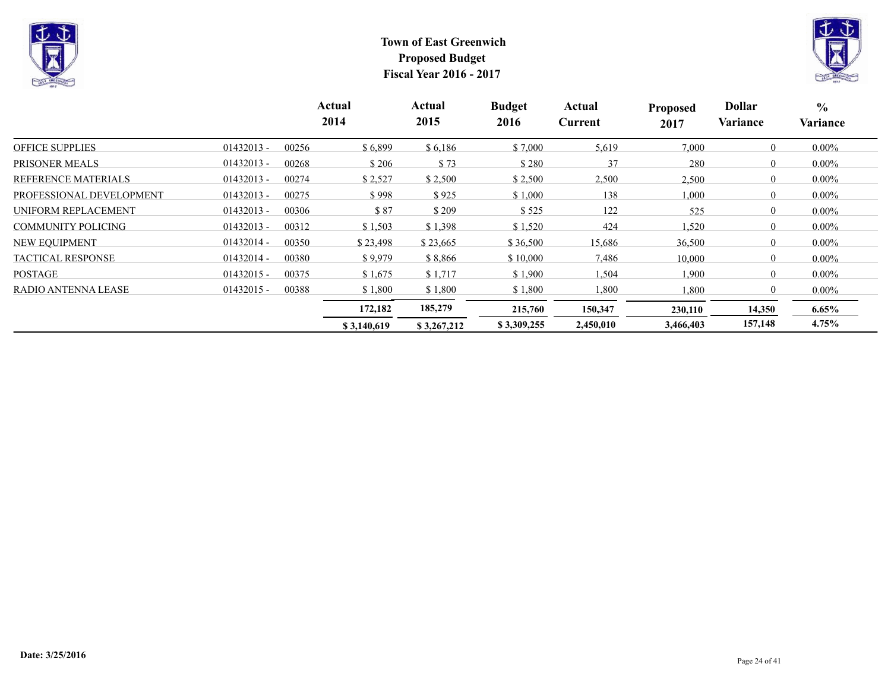# Town of East Greenwich
## Proposed Budget
## Fiscal Year 2016 - 2017

| | | | Actual 2014 | Actual 2015 | Budget 2016 | Actual Current | Proposed 2017 | Dollar Variance | % Variance |
|---|---|---|---|---|---|---|---|---|---|
| OFFICE SUPPLIES | 01432013 - | 00256 | $ 6,899 | $ 6,186 | $ 7,000 | 5,619 | 7,000 | 0 | 0.00% |
| PRISONER MEALS | 01432013 - | 00268 | $ 206 | $ 73 | $ 280 | 37 | 280 | 0 | 0.00% |
| REFERENCE MATERIALS | 01432013 - | 00274 | $ 2,527 | $ 2,500 | $ 2,500 | 2,500 | 2,500 | 0 | 0.00% |
| PROFESSIONAL DEVELOPMENT | 01432013 - | 00275 | $ 998 | $ 925 | $ 1,000 | 138 | 1,000 | 0 | 0.00% |
| UNIFORM REPLACEMENT | 01432013 - | 00306 | $ 87 | $ 209 | $ 525 | 122 | 525 | 0 | 0.00% |
| COMMUNITY POLICING | 01432013 - | 00312 | $ 1,503 | $ 1,398 | $ 1,520 | 424 | 1,520 | 0 | 0.00% |
| NEW EQUIPMENT | 01432014 - | 00350 | $ 23,498 | $ 23,665 | $ 36,500 | 15,686 | 36,500 | 0 | 0.00% |
| TACTICAL RESPONSE | 01432014 - | 00380 | $ 9,979 | $ 8,866 | $ 10,000 | 7,486 | 10,000 | 0 | 0.00% |
| POSTAGE | 01432015 - | 00375 | $ 1,675 | $ 1,717 | $ 1,900 | 1,504 | 1,900 | 0 | 0.00% |
| RADIO ANTENNA LEASE | 01432015 - | 00388 | $ 1,800 | $ 1,800 | $ 1,800 | 1,800 | 1,800 | 0 | 0.00% |
| | | | **172,182** | **185,279** | **215,760** | **150,347** | **230,110** | **14,350** | **6.65%** |
| | | | **$ 3,140,619** | **$ 3,267,212** | **$ 3,309,255** | **2,450,010** | **3,466,403** | **157,148** | **4.75%** |

**Date: 3/25/2016**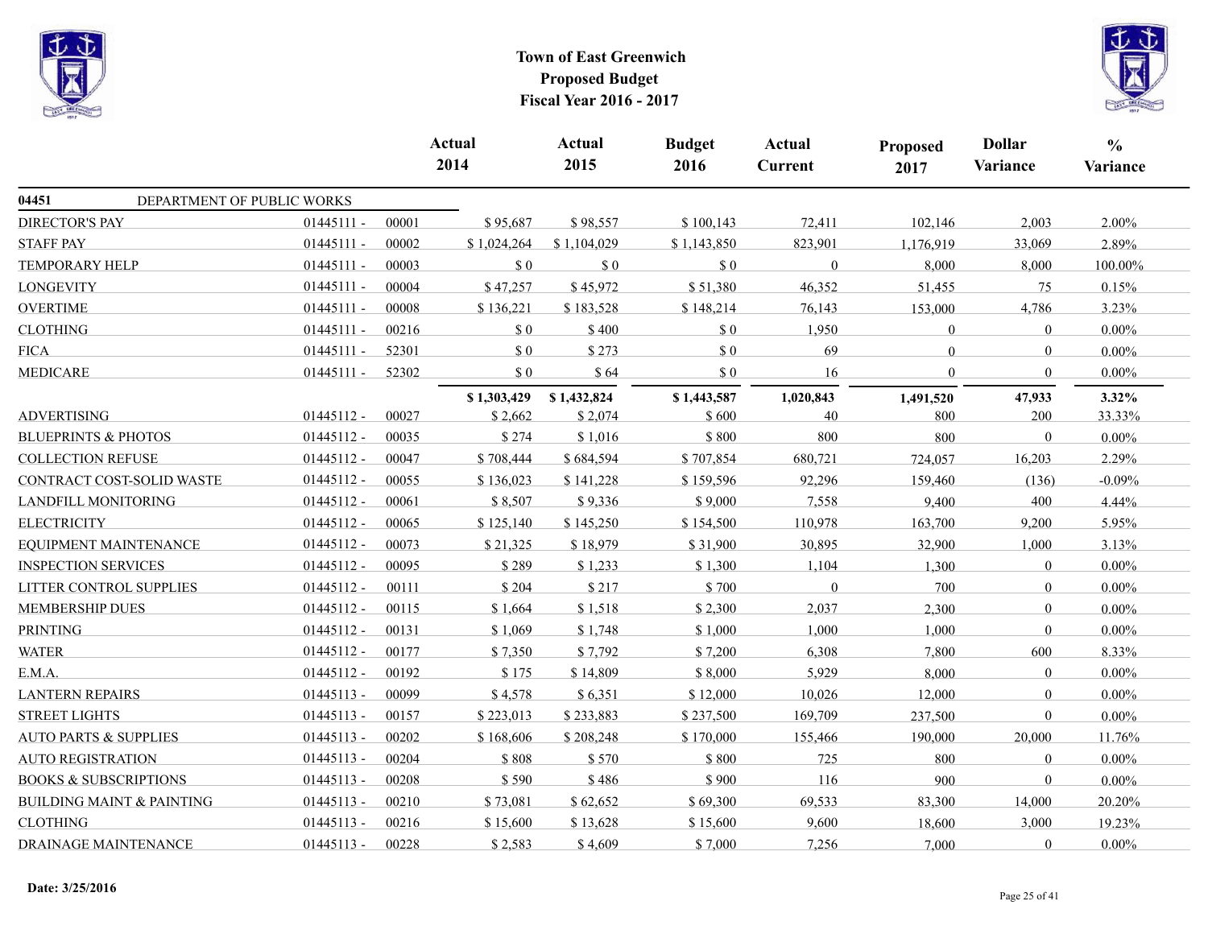# Town of East Greenwich
## Proposed Budget
## Fiscal Year 2016 - 2017

| | | | Actual 2014 | Actual 2015 | Budget 2016 | Actual Current | Proposed 2017 | Dollar Variance | % Variance |
|---|---|---|---|---|---|---|---|---|---|
| **04451** | DEPARTMENT OF PUBLIC WORKS | | | | | | | | |
| DIRECTOR'S PAY | 01445111 - | 00001 | $ 95,687 | $ 98,557 | $ 100,143 | 72,411 | 102,146 | 2,003 | 2.00% |
| STAFF PAY | 01445111 - | 00002 | $ 1,024,264 | $ 1,104,029 | $ 1,143,850 | 823,901 | 1,176,919 | 33,069 | 2.89% |
| TEMPORARY HELP | 01445111 - | 00003 | $ 0 | $ 0 | $ 0 | 0 | 8,000 | 8,000 | 100.00% |
| LONGEVITY | 01445111 - | 00004 | $ 47,257 | $ 45,972 | $ 51,380 | 46,352 | 51,455 | 75 | 0.15% |
| OVERTIME | 01445111 - | 00008 | $ 136,221 | $ 183,528 | $ 148,214 | 76,143 | 153,000 | 4,786 | 3.23% |
| CLOTHING | 01445111 - | 00216 | $ 0 | $ 400 | $ 0 | 1,950 | 0 | 0 | 0.00% |
| FICA | 01445111 - | 52301 | $ 0 | $ 273 | $ 0 | 69 | 0 | 0 | 0.00% |
| MEDICARE | 01445111 - | 52302 | $ 0 | $ 64 | $ 0 | 16 | 0 | 0 | 0.00% |
| | | | **$ 1,303,429** | **$ 1,432,824** | **$ 1,443,587** | **1,020,843** | **1,491,520** | **47,933** | **3.32%** |
| ADVERTISING | 01445112 - | 00027 | $ 2,662 | $ 2,074 | $ 600 | 40 | 800 | 200 | 33.33% |
| BLUEPRINTS & PHOTOS | 01445112 - | 00035 | $ 274 | $ 1,016 | $ 800 | 800 | 800 | 0 | 0.00% |
| COLLECTION REFUSE | 01445112 - | 00047 | $ 708,444 | $ 684,594 | $ 707,854 | 680,721 | 724,057 | 16,203 | 2.29% |
| CONTRACT COST-SOLID WASTE | 01445112 - | 00055 | $ 136,023 | $ 141,228 | $ 159,596 | 92,296 | 159,460 | (136) | -0.09% |
| LANDFILL MONITORING | 01445112 - | 00061 | $ 8,507 | $ 9,336 | $ 9,000 | 7,558 | 9,400 | 400 | 4.44% |
| ELECTRICITY | 01445112 - | 00065 | $ 125,140 | $ 145,250 | $ 154,500 | 110,978 | 163,700 | 9,200 | 5.95% |
| EQUIPMENT MAINTENANCE | 01445112 - | 00073 | $ 21,325 | $ 18,979 | $ 31,900 | 30,895 | 32,900 | 1,000 | 3.13% |
| INSPECTION SERVICES | 01445112 - | 00095 | $ 289 | $ 1,233 | $ 1,300 | 1,104 | 1,300 | 0 | 0.00% |
| LITTER CONTROL SUPPLIES | 01445112 - | 00111 | $ 204 | $ 217 | $ 700 | 0 | 700 | 0 | 0.00% |
| MEMBERSHIP DUES | 01445112 - | 00115 | $ 1,664 | $ 1,518 | $ 2,300 | 2,037 | 2,300 | 0 | 0.00% |
| PRINTING | 01445112 - | 00131 | $ 1,069 | $ 1,748 | $ 1,000 | 1,000 | 1,000 | 0 | 0.00% |
| WATER | 01445112 - | 00177 | $ 7,350 | $ 7,792 | $ 7,200 | 6,308 | 7,800 | 600 | 8.33% |
| E.M.A. | 01445112 - | 00192 | $ 175 | $ 14,809 | $ 8,000 | 5,929 | 8,000 | 0 | 0.00% |
| LANTERN REPAIRS | 01445113 - | 00099 | $ 4,578 | $ 6,351 | $ 12,000 | 10,026 | 12,000 | 0 | 0.00% |
| STREET LIGHTS | 01445113 - | 00157 | $ 223,013 | $ 233,883 | $ 237,500 | 169,709 | 237,500 | 0 | 0.00% |
| AUTO PARTS & SUPPLIES | 01445113 - | 00202 | $ 168,606 | $ 208,248 | $ 170,000 | 155,466 | 190,000 | 20,000 | 11.76% |
| AUTO REGISTRATION | 01445113 - | 00204 | $ 808 | $ 570 | $ 800 | 725 | 800 | 0 | 0.00% |
| BOOKS & SUBSCRIPTIONS | 01445113 - | 00208 | $ 590 | $ 486 | $ 900 | 116 | 900 | 0 | 0.00% |
| BUILDING MAINT & PAINTING | 01445113 - | 00210 | $ 73,081 | $ 62,652 | $ 69,300 | 69,533 | 83,300 | 14,000 | 20.20% |
| CLOTHING | 01445113 - | 00216 | $ 15,600 | $ 13,628 | $ 15,600 | 9,600 | 18,600 | 3,000 | 19.23% |
| DRAINAGE MAINTENANCE | 01445113 - | 00228 | $ 2,583 | $ 4,609 | $ 7,000 | 7,256 | 7,000 | 0 | 0.00% |

**Date: 3/25/2016**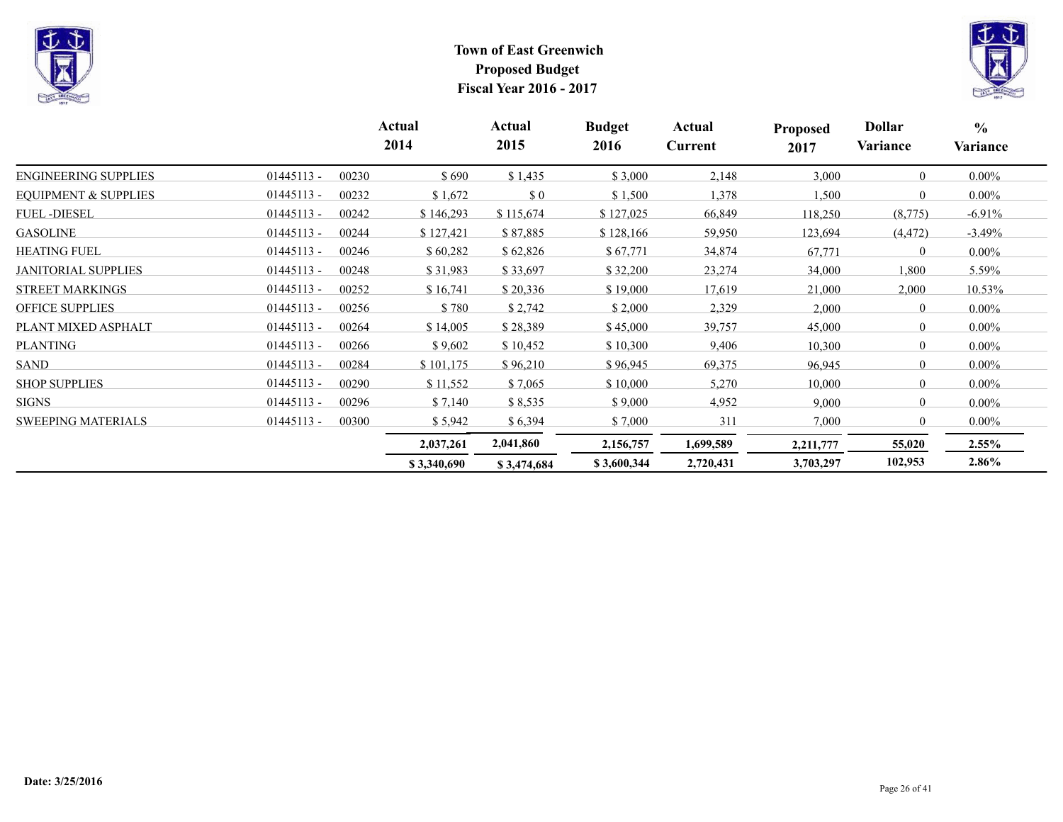# Town of East Greenwich
## Proposed Budget
## Fiscal Year 2016 - 2017

| | | | Actual 2014 | Actual 2015 | Budget 2016 | Actual Current | Proposed 2017 | Dollar Variance | % Variance |
|---|---|---|---|---|---|---|---|---|---|
| ENGINEERING SUPPLIES | 01445113 - | 00230 | $ 690 | $ 1,435 | $ 3,000 | 2,148 | 3,000 | 0 | 0.00% |
| EQUIPMENT & SUPPLIES | 01445113 - | 00232 | $ 1,672 | $ 0 | $ 1,500 | 1,378 | 1,500 | 0 | 0.00% |
| FUEL -DIESEL | 01445113 - | 00242 | $ 146,293 | $ 115,674 | $ 127,025 | 66,849 | 118,250 | (8,775) | -6.91% |
| GASOLINE | 01445113 - | 00244 | $ 127,421 | $ 87,885 | $ 128,166 | 59,950 | 123,694 | (4,472) | -3.49% |
| HEATING FUEL | 01445113 - | 00246 | $ 60,282 | $ 62,826 | $ 67,771 | 34,874 | 67,771 | 0 | 0.00% |
| JANITORIAL SUPPLIES | 01445113 - | 00248 | $ 31,983 | $ 33,697 | $ 32,200 | 23,274 | 34,000 | 1,800 | 5.59% |
| STREET MARKINGS | 01445113 - | 00252 | $ 16,741 | $ 20,336 | $ 19,000 | 17,619 | 21,000 | 2,000 | 10.53% |
| OFFICE SUPPLIES | 01445113 - | 00256 | $ 780 | $ 2,742 | $ 2,000 | 2,329 | 2,000 | 0 | 0.00% |
| PLANT MIXED ASPHALT | 01445113 - | 00264 | $ 14,005 | $ 28,389 | $ 45,000 | 39,757 | 45,000 | 0 | 0.00% |
| PLANTING | 01445113 - | 00266 | $ 9,602 | $ 10,452 | $ 10,300 | 9,406 | 10,300 | 0 | 0.00% |
| SAND | 01445113 - | 00284 | $ 101,175 | $ 96,210 | $ 96,945 | 69,375 | 96,945 | 0 | 0.00% |
| SHOP SUPPLIES | 01445113 - | 00290 | $ 11,552 | $ 7,065 | $ 10,000 | 5,270 | 10,000 | 0 | 0.00% |
| SIGNS | 01445113 - | 00296 | $ 7,140 | $ 8,535 | $ 9,000 | 4,952 | 9,000 | 0 | 0.00% |
| SWEEPING MATERIALS | 01445113 - | 00300 | $ 5,942 | $ 6,394 | $ 7,000 | 311 | 7,000 | 0 | 0.00% |
| | | | **2,037,261** | **2,041,860** | **2,156,757** | **1,699,589** | **2,211,777** | **55,020** | **2.55%** |
| | | | **$ 3,340,690** | **$ 3,474,684** | **$ 3,600,344** | **2,720,431** | **3,703,297** | **102,953** | **2.86%** |

**Date: 3/25/2016**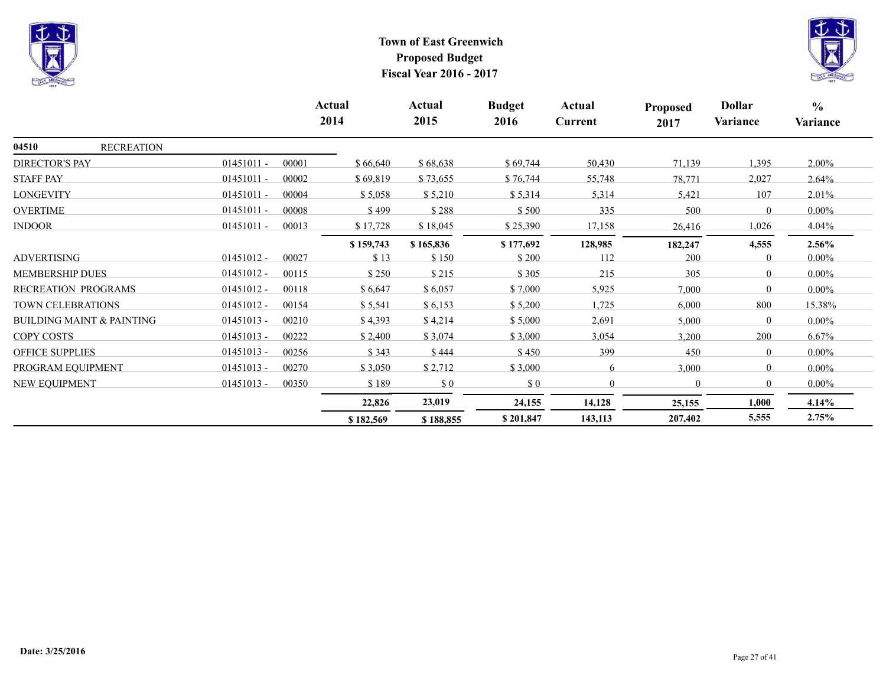# Town of East Greenwich
## Proposed Budget
## Fiscal Year 2016 - 2017

| | | | Actual 2014 | Actual 2015 | Budget 2016 | Actual Current | Proposed 2017 | Dollar Variance | % Variance |
|---|---|---|---|---|---|---|---|---|---|
| **04510** RECREATION | | | | | | | | | |
| DIRECTOR'S PAY | 01451011 - | 00001 | $ 66,640 | $ 68,638 | $ 69,744 | 50,430 | 71,139 | 1,395 | 2.00% |
| STAFF PAY | 01451011 - | 00002 | $ 69,819 | $ 73,655 | $ 76,744 | 55,748 | 78,771 | 2,027 | 2.64% |
| LONGEVITY | 01451011 - | 00004 | $ 5,058 | $ 5,210 | $ 5,314 | 5,314 | 5,421 | 107 | 2.01% |
| OVERTIME | 01451011 - | 00008 | $ 499 | $ 288 | $ 500 | 335 | 500 | 0 | 0.00% |
| INDOOR | 01451011 - | 00013 | $ 17,728 | $ 18,045 | $ 25,390 | 17,158 | 26,416 | 1,026 | 4.04% |
| | | | **$ 159,743** | **$ 165,836** | **$ 177,692** | **128,985** | **182,247** | **4,555** | **2.56%** |
| ADVERTISING | 01451012 - | 00027 | $ 13 | $ 150 | $ 200 | 112 | 200 | 0 | 0.00% |
| MEMBERSHIP DUES | 01451012 - | 00115 | $ 250 | $ 215 | $ 305 | 215 | 305 | 0 | 0.00% |
| RECREATION PROGRAMS | 01451012 - | 00118 | $ 6,647 | $ 6,057 | $ 7,000 | 5,925 | 7,000 | 0 | 0.00% |
| TOWN CELEBRATIONS | 01451012 - | 00154 | $ 5,541 | $ 6,153 | $ 5,200 | 1,725 | 6,000 | 800 | 15.38% |
| BUILDING MAINT & PAINTING | 01451013 - | 00210 | $ 4,393 | $ 4,214 | $ 5,000 | 2,691 | 5,000 | 0 | 0.00% |
| COPY COSTS | 01451013 - | 00222 | $ 2,400 | $ 3,074 | $ 3,000 | 3,054 | 3,200 | 200 | 6.67% |
| OFFICE SUPPLIES | 01451013 - | 00256 | $ 343 | $ 444 | $ 450 | 399 | 450 | 0 | 0.00% |
| PROGRAM EQUIPMENT | 01451013 - | 00270 | $ 3,050 | $ 2,712 | $ 3,000 | 6 | 3,000 | 0 | 0.00% |
| NEW EQUIPMENT | 01451013 - | 00350 | $ 189 | $ 0 | $ 0 | 0 | 0 | 0 | 0.00% |
| | | | **22,826** | **23,019** | **24,155** | **14,128** | **25,155** | **1,000** | **4.14%** |
| | | | **$ 182,569** | **$ 188,855** | **$ 201,847** | **143,113** | **207,402** | **5,555** | **2.75%** |

**Date: 3/25/2016**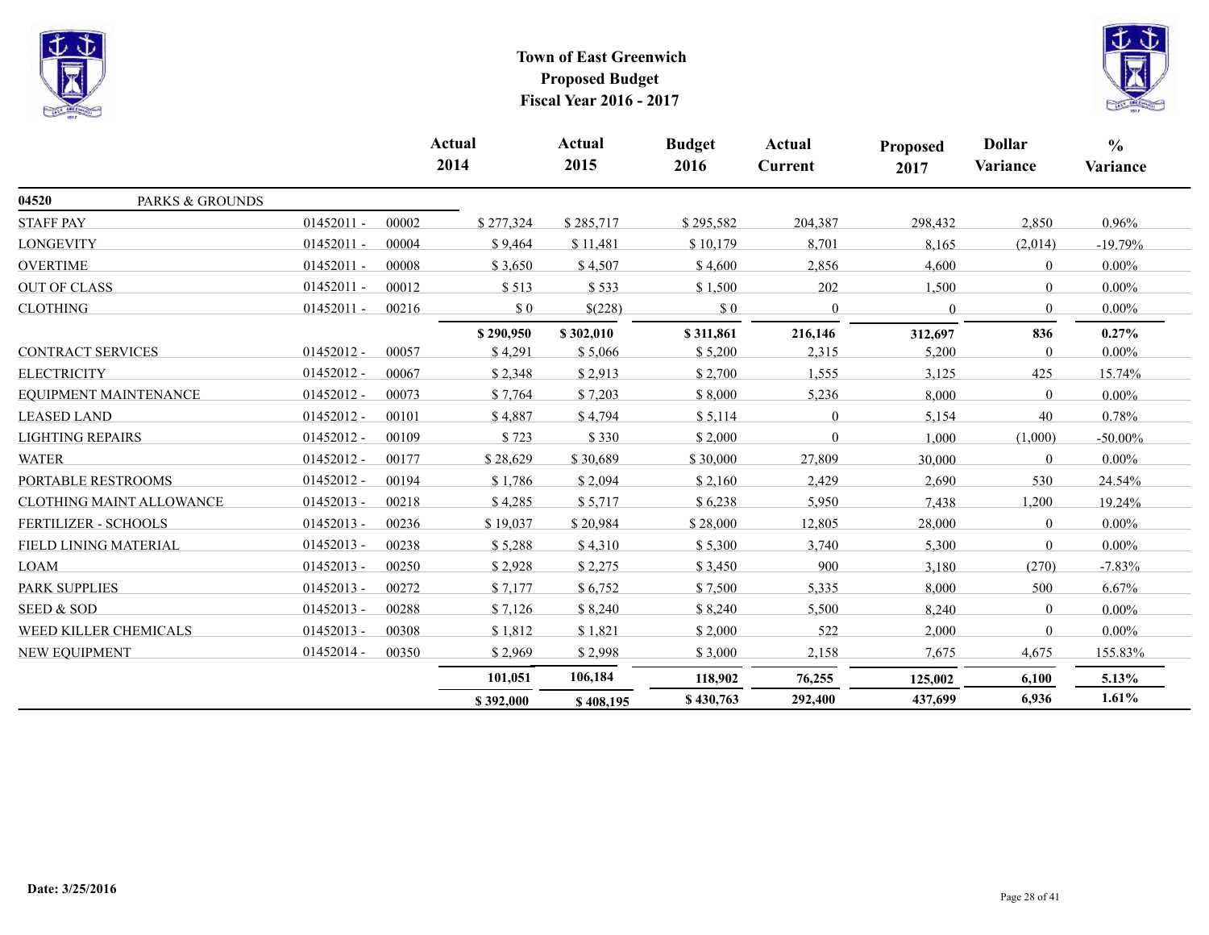# Town of East Greenwich
## Proposed Budget
## Fiscal Year 2016 - 2017

| | | | Actual 2014 | Actual 2015 | Budget 2016 | Actual Current | Proposed 2017 | Dollar Variance | % Variance |
|---|---|---|---|---|---|---|---|---|---|
| **04520** | PARKS & GROUNDS | | | | | | | | |
| STAFF PAY | 01452011 - | 00002 | $ 277,324 | $ 285,717 | $ 295,582 | 204,387 | 298,432 | 2,850 | 0.96% |
| LONGEVITY | 01452011 - | 00004 | $ 9,464 | $ 11,481 | $ 10,179 | 8,701 | 8,165 | (2,014) | -19.79% |
| OVERTIME | 01452011 - | 00008 | $ 3,650 | $ 4,507 | $ 4,600 | 2,856 | 4,600 | 0 | 0.00% |
| OUT OF CLASS | 01452011 - | 00012 | $ 513 | $ 533 | $ 1,500 | 202 | 1,500 | 0 | 0.00% |
| CLOTHING | 01452011 - | 00216 | $ 0 | $(228) | $ 0 | 0 | 0 | 0 | 0.00% |
| | | | **$ 290,950** | **$ 302,010** | **$ 311,861** | **216,146** | **312,697** | **836** | **0.27%** |
| CONTRACT SERVICES | 01452012 - | 00057 | $ 4,291 | $ 5,066 | $ 5,200 | 2,315 | 5,200 | 0 | 0.00% |
| ELECTRICITY | 01452012 - | 00067 | $ 2,348 | $ 2,913 | $ 2,700 | 1,555 | 3,125 | 425 | 15.74% |
| EQUIPMENT MAINTENANCE | 01452012 - | 00073 | $ 7,764 | $ 7,203 | $ 8,000 | 5,236 | 8,000 | 0 | 0.00% |
| LEASED LAND | 01452012 - | 00101 | $ 4,887 | $ 4,794 | $ 5,114 | 0 | 5,154 | 40 | 0.78% |
| LIGHTING REPAIRS | 01452012 - | 00109 | $ 723 | $ 330 | $ 2,000 | 0 | 1,000 | (1,000) | -50.00% |
| WATER | 01452012 - | 00177 | $ 28,629 | $ 30,689 | $ 30,000 | 27,809 | 30,000 | 0 | 0.00% |
| PORTABLE RESTROOMS | 01452012 - | 00194 | $ 1,786 | $ 2,094 | $ 2,160 | 2,429 | 2,690 | 530 | 24.54% |
| CLOTHING MAINT ALLOWANCE | 01452013 - | 00218 | $ 4,285 | $ 5,717 | $ 6,238 | 5,950 | 7,438 | 1,200 | 19.24% |
| FERTILIZER - SCHOOLS | 01452013 - | 00236 | $ 19,037 | $ 20,984 | $ 28,000 | 12,805 | 28,000 | 0 | 0.00% |
| FIELD LINING MATERIAL | 01452013 - | 00238 | $ 5,288 | $ 4,310 | $ 5,300 | 3,740 | 5,300 | 0 | 0.00% |
| LOAM | 01452013 - | 00250 | $ 2,928 | $ 2,275 | $ 3,450 | 900 | 3,180 | (270) | -7.83% |
| PARK SUPPLIES | 01452013 - | 00272 | $ 7,177 | $ 6,752 | $ 7,500 | 5,335 | 8,000 | 500 | 6.67% |
| SEED & SOD | 01452013 - | 00288 | $ 7,126 | $ 8,240 | $ 8,240 | 5,500 | 8,240 | 0 | 0.00% |
| WEED KILLER CHEMICALS | 01452013 - | 00308 | $ 1,812 | $ 1,821 | $ 2,000 | 522 | 2,000 | 0 | 0.00% |
| NEW EQUIPMENT | 01452014 - | 00350 | $ 2,969 | $ 2,998 | $ 3,000 | 2,158 | 7,675 | 4,675 | 155.83% |
| | | | **101,051** | **106,184** | **118,902** | **76,255** | **125,002** | **6,100** | **5.13%** |
| | | | **$ 392,000** | **$ 408,195** | **$ 430,763** | **292,400** | **437,699** | **6,936** | **1.61%** |

**Date: 3/25/2016**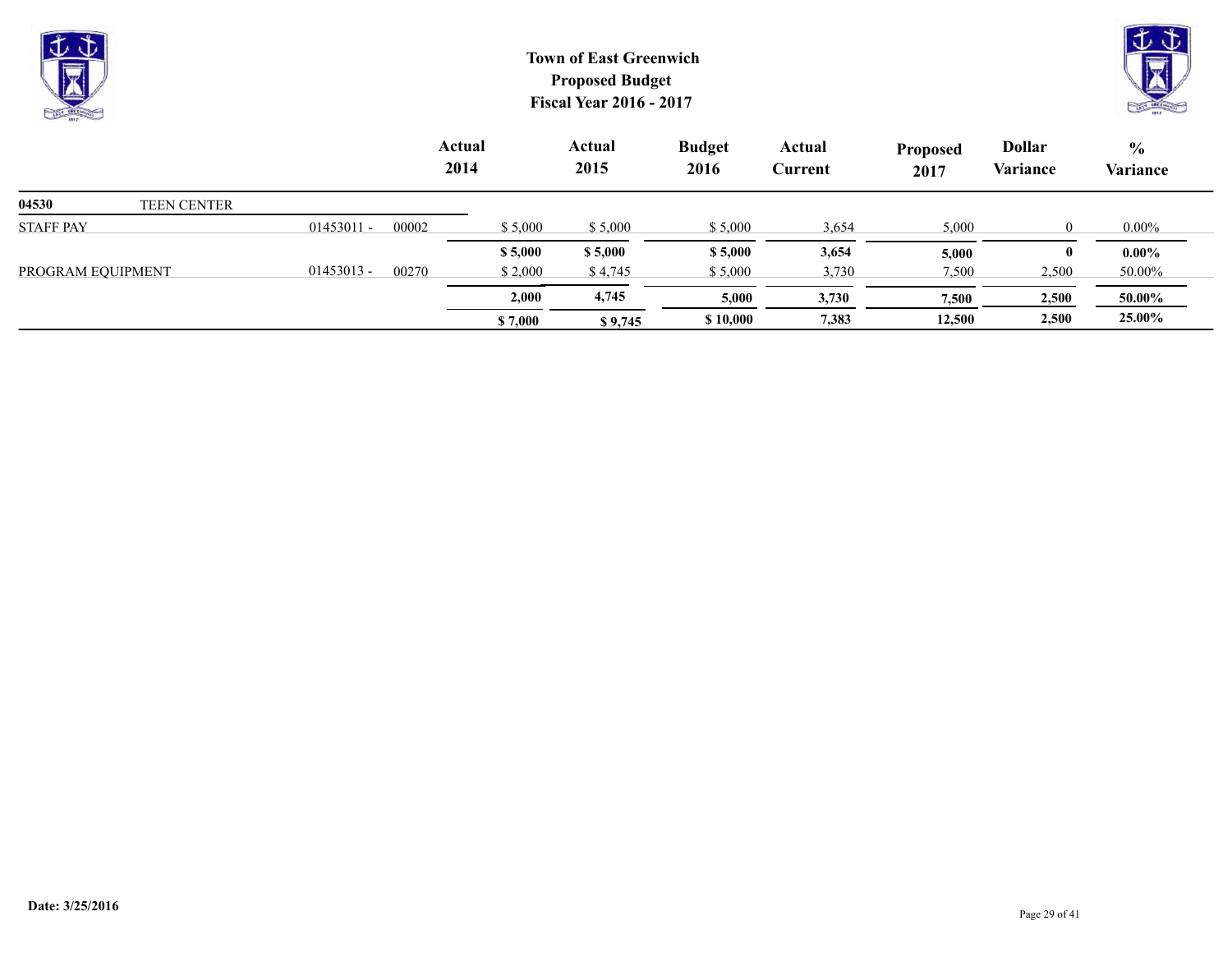# Town of East Greenwich
## Proposed Budget
## Fiscal Year 2016 - 2017

| | | | Actual 2014 | Actual 2015 | Budget 2016 | Actual Current | Proposed 2017 | Dollar Variance | % Variance |
|---|---|---|---|---|---|---|---|---|---|
| **04530** | TEEN CENTER | | | | | | | | |
| STAFF PAY | 01453011 - | 00002 | $ 5,000 | $ 5,000 | $ 5,000 | 3,654 | 5,000 | 0 | 0.00% |
| | | | **$ 5,000** | **$ 5,000** | **$ 5,000** | **3,654** | **5,000** | **0** | **0.00%** |
| PROGRAM EQUIPMENT | 01453013 - | 00270 | $ 2,000 | $ 4,745 | $ 5,000 | 3,730 | 7,500 | 2,500 | 50.00% |
| | | | **2,000** | **4,745** | **5,000** | **3,730** | **7,500** | **2,500** | **50.00%** |
| | | | **$ 7,000** | **$ 9,745** | **$ 10,000** | **7,383** | **12,500** | **2,500** | **25.00%** |

**Date: 3/25/2016**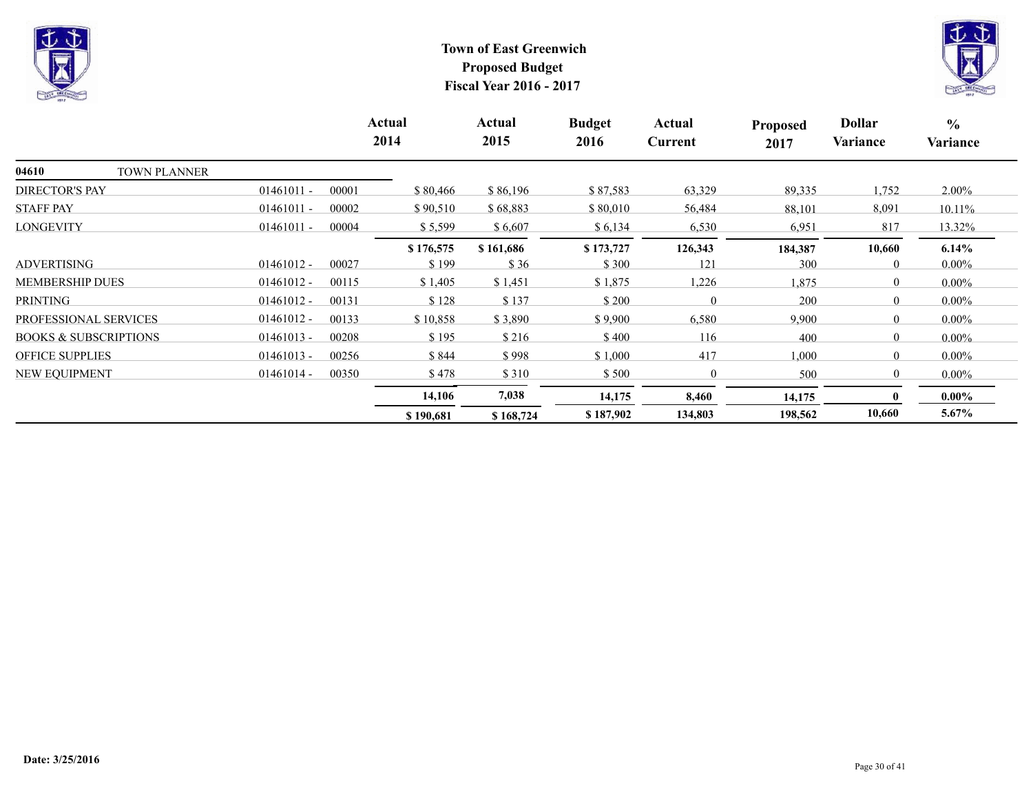# Town of East Greenwich
## Proposed Budget
## Fiscal Year 2016 - 2017

| | | | Actual 2014 | Actual 2015 | Budget 2016 | Actual Current | Proposed 2017 | Dollar Variance | % Variance |
|---|---|---|---|---|---|---|---|---|---|
| **04610** | TOWN PLANNER | | | | | | | | |
| DIRECTOR'S PAY | 01461011 - | 00001 | $ 80,466 | $ 86,196 | $ 87,583 | 63,329 | 89,335 | 1,752 | 2.00% |
| STAFF PAY | 01461011 - | 00002 | $ 90,510 | $ 68,883 | $ 80,010 | 56,484 | 88,101 | 8,091 | 10.11% |
| LONGEVITY | 01461011 - | 00004 | $ 5,599 | $ 6,607 | $ 6,134 | 6,530 | 6,951 | 817 | 13.32% |
| | | | **$ 176,575** | **$ 161,686** | **$ 173,727** | **126,343** | **184,387** | **10,660** | **6.14%** |
| ADVERTISING | 01461012 - | 00027 | $ 199 | $ 36 | $ 300 | 121 | 300 | 0 | 0.00% |
| MEMBERSHIP DUES | 01461012 - | 00115 | $ 1,405 | $ 1,451 | $ 1,875 | 1,226 | 1,875 | 0 | 0.00% |
| PRINTING | 01461012 - | 00131 | $ 128 | $ 137 | $ 200 | 0 | 200 | 0 | 0.00% |
| PROFESSIONAL SERVICES | 01461012 - | 00133 | $ 10,858 | $ 3,890 | $ 9,900 | 6,580 | 9,900 | 0 | 0.00% |
| BOOKS & SUBSCRIPTIONS | 01461013 - | 00208 | $ 195 | $ 216 | $ 400 | 116 | 400 | 0 | 0.00% |
| OFFICE SUPPLIES | 01461013 - | 00256 | $ 844 | $ 998 | $ 1,000 | 417 | 1,000 | 0 | 0.00% |
| NEW EQUIPMENT | 01461014 - | 00350 | $ 478 | $ 310 | $ 500 | 0 | 500 | 0 | 0.00% |
| | | | **14,106** | **7,038** | **14,175** | **8,460** | **14,175** | **0** | **0.00%** |
| | | | **$ 190,681** | **$ 168,724** | **$ 187,902** | **134,803** | **198,562** | **10,660** | **5.67%** |

**Date: 3/25/2016**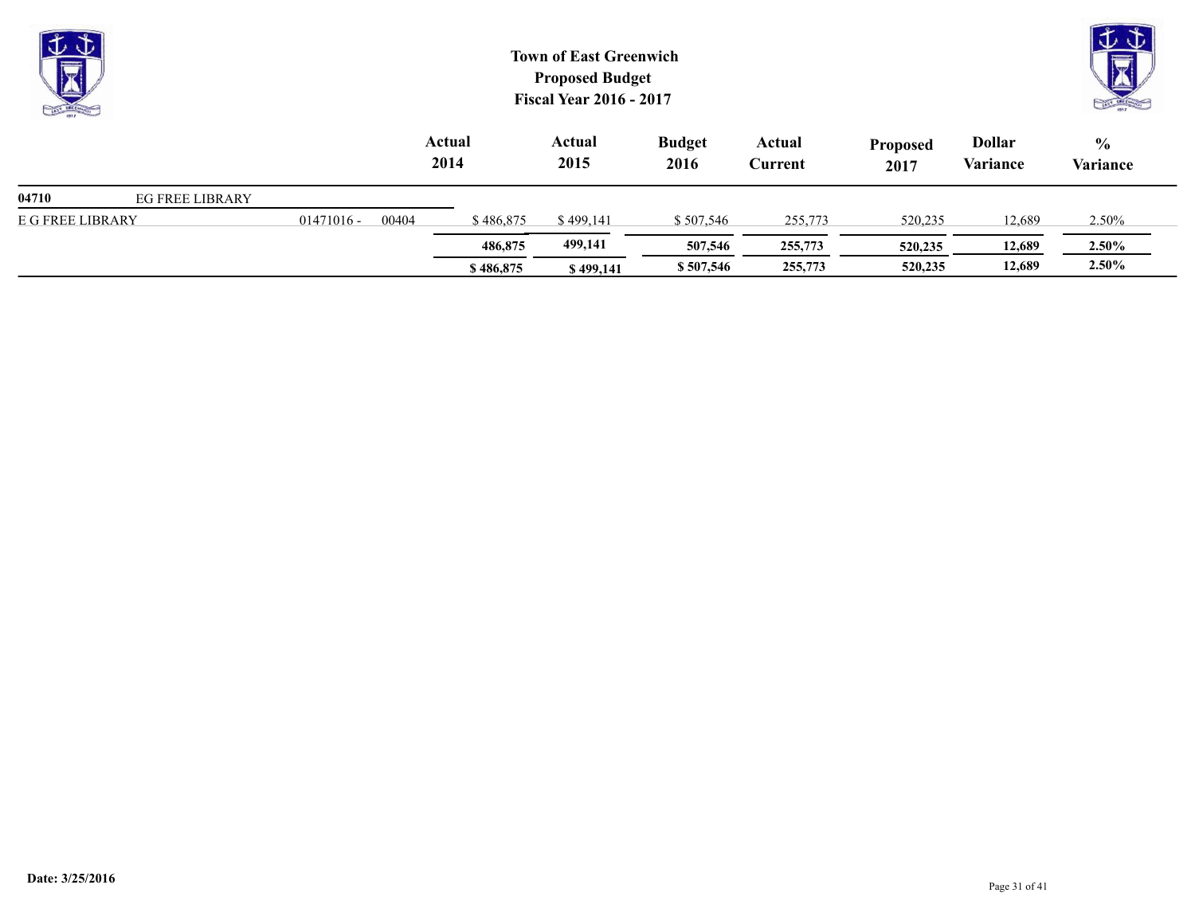**Town of East Greenwich**
**Proposed Budget**
**Fiscal Year 2016 - 2017**

| | | | Actual 2014 | Actual 2015 | Budget 2016 | Actual Current | Proposed 2017 | Dollar Variance | % Variance |
|---|---|---|---|---|---|---|---|---|---|
| **04710** | EG FREE LIBRARY | | | | | | | | |
| E G FREE LIBRARY | 01471016 - | 00404 | $ 486,875 | $ 499,141 | $ 507,546 | 255,773 | 520,235 | 12,689 | 2.50% |
| | | | **486,875** | **499,141** | **507,546** | **255,773** | **520,235** | **12,689** | **2.50%** |
| | | | **$ 486,875** | **$ 499,141** | **$ 507,546** | **255,773** | **520,235** | **12,689** | **2.50%** |

**Date: 3/25/2016**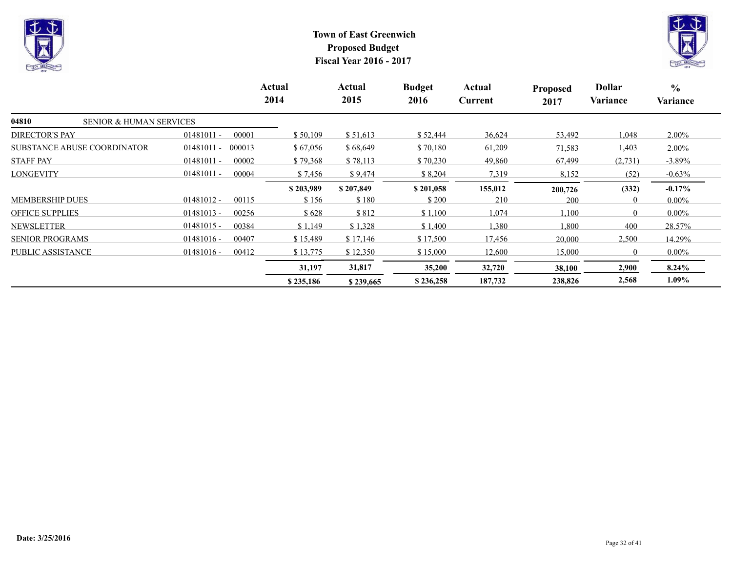# Town of East Greenwich
## Proposed Budget
## Fiscal Year 2016 - 2017

| | | | Actual 2014 | Actual 2015 | Budget 2016 | Actual Current | Proposed 2017 | Dollar Variance | % Variance |
|---|---|---|---|---|---|---|---|---|---|
| **04810** | SENIOR & HUMAN SERVICES | | | | | | | | |
| DIRECTOR'S PAY | 01481011 - | 00001 | $ 50,109 | $ 51,613 | $ 52,444 | 36,624 | 53,492 | 1,048 | 2.00% |
| SUBSTANCE ABUSE COORDINATOR | 01481011 - | 000013 | $ 67,056 | $ 68,649 | $ 70,180 | 61,209 | 71,583 | 1,403 | 2.00% |
| STAFF PAY | 01481011 - | 00002 | $ 79,368 | $ 78,113 | $ 70,230 | 49,860 | 67,499 | (2,731) | -3.89% |
| LONGEVITY | 01481011 - | 00004 | $ 7,456 | $ 9,474 | $ 8,204 | 7,319 | 8,152 | (52) | -0.63% |
| | | | **$ 203,989** | **$ 207,849** | **$ 201,058** | **155,012** | **200,726** | **(332)** | **-0.17%** |
| MEMBERSHIP DUES | 01481012 - | 00115 | $ 156 | $ 180 | $ 200 | 210 | 200 | 0 | 0.00% |
| OFFICE SUPPLIES | 01481013 - | 00256 | $ 628 | $ 812 | $ 1,100 | 1,074 | 1,100 | 0 | 0.00% |
| NEWSLETTER | 01481015 - | 00384 | $ 1,149 | $ 1,328 | $ 1,400 | 1,380 | 1,800 | 400 | 28.57% |
| SENIOR PROGRAMS | 01481016 - | 00407 | $ 15,489 | $ 17,146 | $ 17,500 | 17,456 | 20,000 | 2,500 | 14.29% |
| PUBLIC ASSISTANCE | 01481016 - | 00412 | $ 13,775 | $ 12,350 | $ 15,000 | 12,600 | 15,000 | 0 | 0.00% |
| | | | **31,197** | **31,817** | **35,200** | **32,720** | **38,100** | **2,900** | **8.24%** |
| | | | **$ 235,186** | **$ 239,665** | **$ 236,258** | **187,732** | **238,826** | **2,568** | **1.09%** |

**Date: 3/25/2016**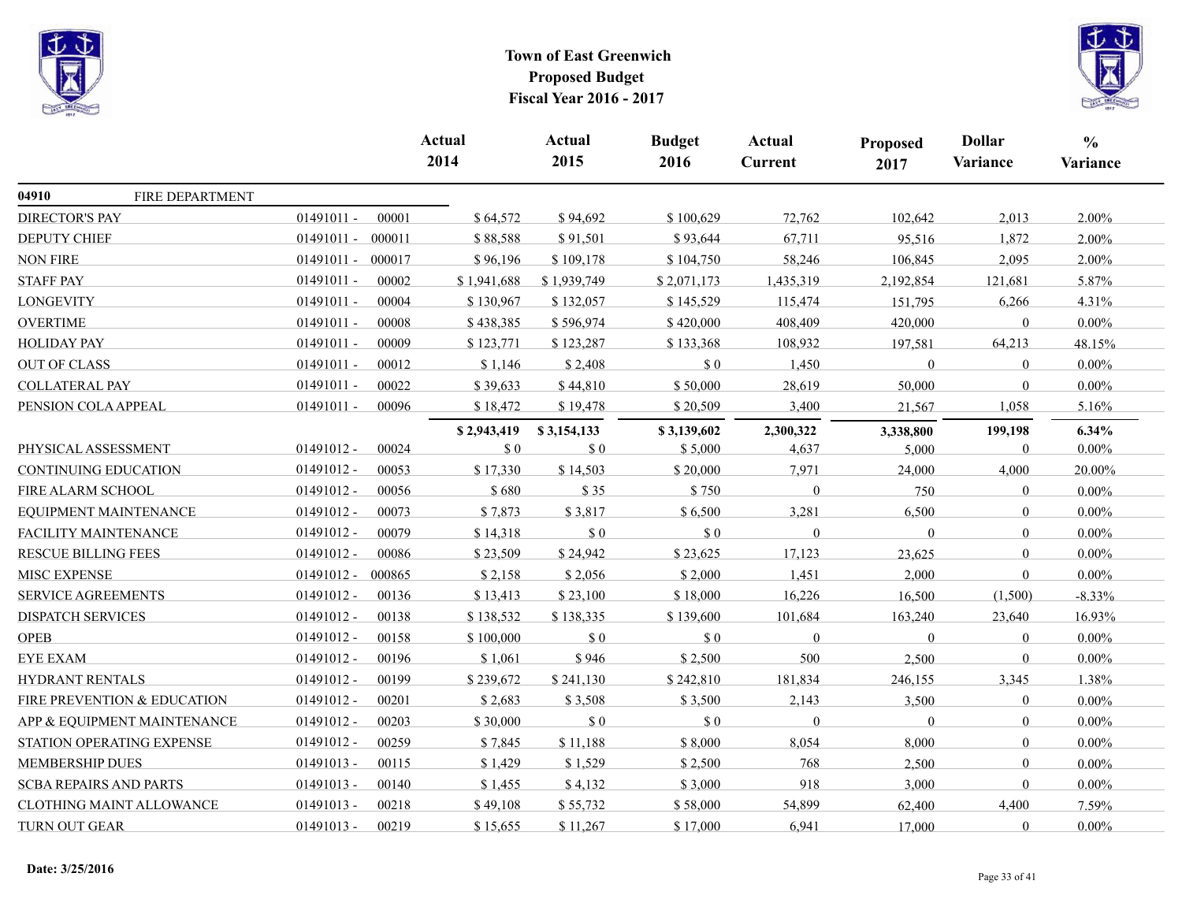# Town of East Greenwich
## Proposed Budget
### Fiscal Year 2016 - 2017

| | | | Actual 2014 | Actual 2015 | Budget 2016 | Actual Current | Proposed 2017 | Dollar Variance | % Variance |
|---|---|---|---|---|---|---|---|---|---|
| **04910** FIRE DEPARTMENT | | | | | | | | | |
| DIRECTOR'S PAY | 01491011 - | 00001 | $ 64,572 | $ 94,692 | $ 100,629 | 72,762 | 102,642 | 2,013 | 2.00% |
| DEPUTY CHIEF | 01491011 - | 000011 | $ 88,588 | $ 91,501 | $ 93,644 | 67,711 | 95,516 | 1,872 | 2.00% |
| NON FIRE | 01491011 - | 000017 | $ 96,196 | $ 109,178 | $ 104,750 | 58,246 | 106,845 | 2,095 | 2.00% |
| STAFF PAY | 01491011 - | 00002 | $ 1,941,688 | $ 1,939,749 | $ 2,071,173 | 1,435,319 | 2,192,854 | 121,681 | 5.87% |
| LONGEVITY | 01491011 - | 00004 | $ 130,967 | $ 132,057 | $ 145,529 | 115,474 | 151,795 | 6,266 | 4.31% |
| OVERTIME | 01491011 - | 00008 | $ 438,385 | $ 596,974 | $ 420,000 | 408,409 | 420,000 | 0 | 0.00% |
| HOLIDAY PAY | 01491011 - | 00009 | $ 123,771 | $ 123,287 | $ 133,368 | 108,932 | 197,581 | 64,213 | 48.15% |
| OUT OF CLASS | 01491011 - | 00012 | $ 1,146 | $ 2,408 | $ 0 | 1,450 | 0 | 0 | 0.00% |
| COLLATERAL PAY | 01491011 - | 00022 | $ 39,633 | $ 44,810 | $ 50,000 | 28,619 | 50,000 | 0 | 0.00% |
| PENSION COLA APPEAL | 01491011 - | 00096 | $ 18,472 | $ 19,478 | $ 20,509 | 3,400 | 21,567 | 1,058 | 5.16% |
| | | | **$ 2,943,419** | **$ 3,154,133** | **$ 3,139,602** | **2,300,322** | **3,338,800** | **199,198** | **6.34%** |
| PHYSICAL ASSESSMENT | 01491012 - | 00024 | $ 0 | $ 0 | $ 5,000 | 4,637 | 5,000 | 0 | 0.00% |
| CONTINUING EDUCATION | 01491012 - | 00053 | $ 17,330 | $ 14,503 | $ 20,000 | 7,971 | 24,000 | 4,000 | 20.00% |
| FIRE ALARM SCHOOL | 01491012 - | 00056 | $ 680 | $ 35 | $ 750 | 0 | 750 | 0 | 0.00% |
| EQUIPMENT MAINTENANCE | 01491012 - | 00073 | $ 7,873 | $ 3,817 | $ 6,500 | 3,281 | 6,500 | 0 | 0.00% |
| FACILITY MAINTENANCE | 01491012 - | 00079 | $ 14,318 | $ 0 | $ 0 | 0 | 0 | 0 | 0.00% |
| RESCUE BILLING FEES | 01491012 - | 00086 | $ 23,509 | $ 24,942 | $ 23,625 | 17,123 | 23,625 | 0 | 0.00% |
| MISC EXPENSE | 01491012 - | 000865 | $ 2,158 | $ 2,056 | $ 2,000 | 1,451 | 2,000 | 0 | 0.00% |
| SERVICE AGREEMENTS | 01491012 - | 00136 | $ 13,413 | $ 23,100 | $ 18,000 | 16,226 | 16,500 | (1,500) | -8.33% |
| DISPATCH SERVICES | 01491012 - | 00138 | $ 138,532 | $ 138,335 | $ 139,600 | 101,684 | 163,240 | 23,640 | 16.93% |
| OPEB | 01491012 - | 00158 | $ 100,000 | $ 0 | $ 0 | 0 | 0 | 0 | 0.00% |
| EYE EXAM | 01491012 - | 00196 | $ 1,061 | $ 946 | $ 2,500 | 500 | 2,500 | 0 | 0.00% |
| HYDRANT RENTALS | 01491012 - | 00199 | $ 239,672 | $ 241,130 | $ 242,810 | 181,834 | 246,155 | 3,345 | 1.38% |
| FIRE PREVENTION & EDUCATION | 01491012 - | 00201 | $ 2,683 | $ 3,508 | $ 3,500 | 2,143 | 3,500 | 0 | 0.00% |
| APP & EQUIPMENT MAINTENANCE | 01491012 - | 00203 | $ 30,000 | $ 0 | $ 0 | 0 | 0 | 0 | 0.00% |
| STATION OPERATING EXPENSE | 01491012 - | 00259 | $ 7,845 | $ 11,188 | $ 8,000 | 8,054 | 8,000 | 0 | 0.00% |
| MEMBERSHIP DUES | 01491013 - | 00115 | $ 1,429 | $ 1,529 | $ 2,500 | 768 | 2,500 | 0 | 0.00% |
| SCBA REPAIRS AND PARTS | 01491013 - | 00140 | $ 1,455 | $ 4,132 | $ 3,000 | 918 | 3,000 | 0 | 0.00% |
| CLOTHING MAINT ALLOWANCE | 01491013 - | 00218 | $ 49,108 | $ 55,732 | $ 58,000 | 54,899 | 62,400 | 4,400 | 7.59% |
| TURN OUT GEAR | 01491013 - | 00219 | $ 15,655 | $ 11,267 | $ 17,000 | 6,941 | 17,000 | 0 | 0.00% |

**Date: 3/25/2016**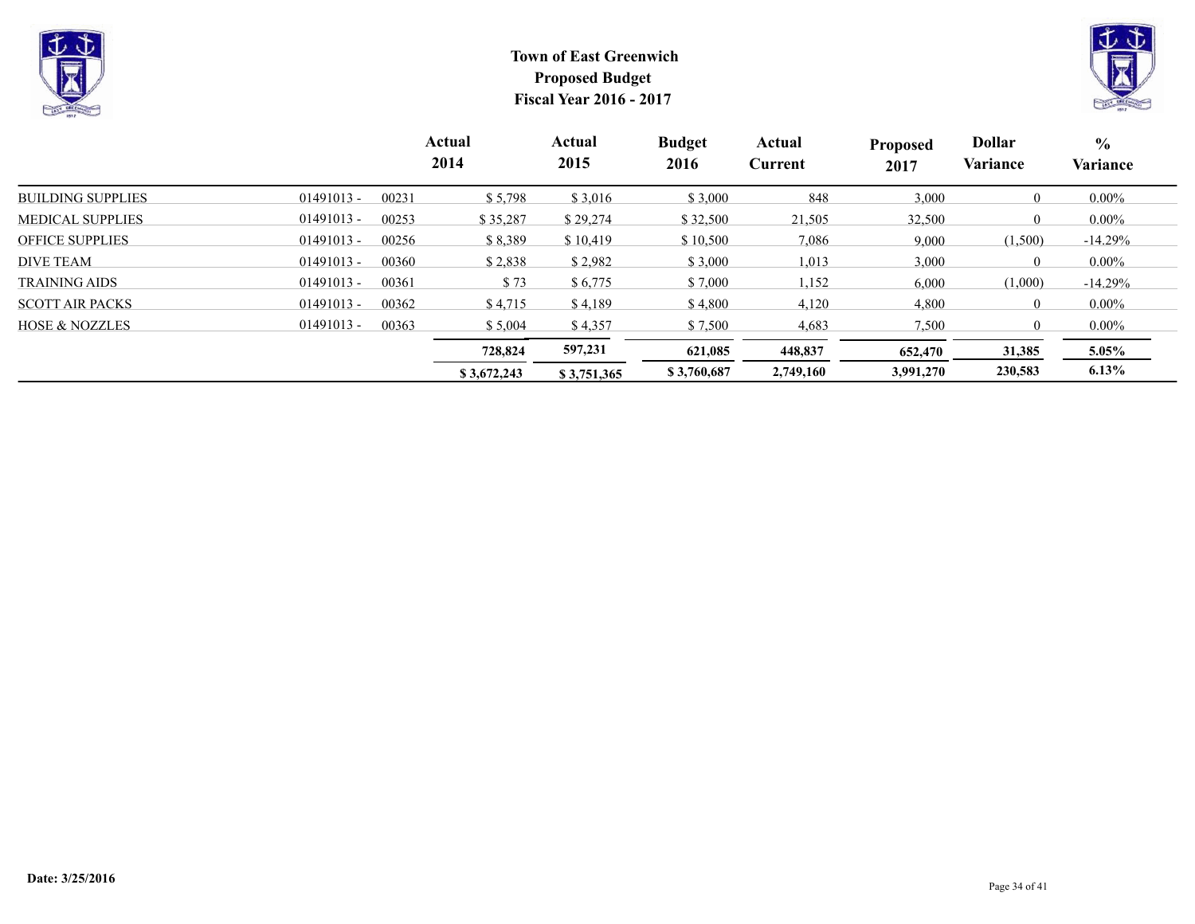# Town of East Greenwich
## Proposed Budget
## Fiscal Year 2016 - 2017

| | | | Actual 2014 | Actual 2015 | Budget 2016 | Actual Current | Proposed 2017 | Dollar Variance | % Variance |
|---|---|---|---|---|---|---|---|---|---|
| BUILDING SUPPLIES | 01491013 - | 00231 | $ 5,798 | $ 3,016 | $ 3,000 | 848 | 3,000 | 0 | 0.00% |
| MEDICAL SUPPLIES | 01491013 - | 00253 | $ 35,287 | $ 29,274 | $ 32,500 | 21,505 | 32,500 | 0 | 0.00% |
| OFFICE SUPPLIES | 01491013 - | 00256 | $ 8,389 | $ 10,419 | $ 10,500 | 7,086 | 9,000 | (1,500) | -14.29% |
| DIVE TEAM | 01491013 - | 00360 | $ 2,838 | $ 2,982 | $ 3,000 | 1,013 | 3,000 | 0 | 0.00% |
| TRAINING AIDS | 01491013 - | 00361 | $ 73 | $ 6,775 | $ 7,000 | 1,152 | 6,000 | (1,000) | -14.29% |
| SCOTT AIR PACKS | 01491013 - | 00362 | $ 4,715 | $ 4,189 | $ 4,800 | 4,120 | 4,800 | 0 | 0.00% |
| HOSE & NOZZLES | 01491013 - | 00363 | $ 5,004 | $ 4,357 | $ 7,500 | 4,683 | 7,500 | 0 | 0.00% |
| | | | **728,824** | **597,231** | **621,085** | **448,837** | **652,470** | **31,385** | **5.05%** |
| | | | **$ 3,672,243** | **$ 3,751,365** | **$ 3,760,687** | **2,749,160** | **3,991,270** | **230,583** | **6.13%** |

**Date: 3/25/2016**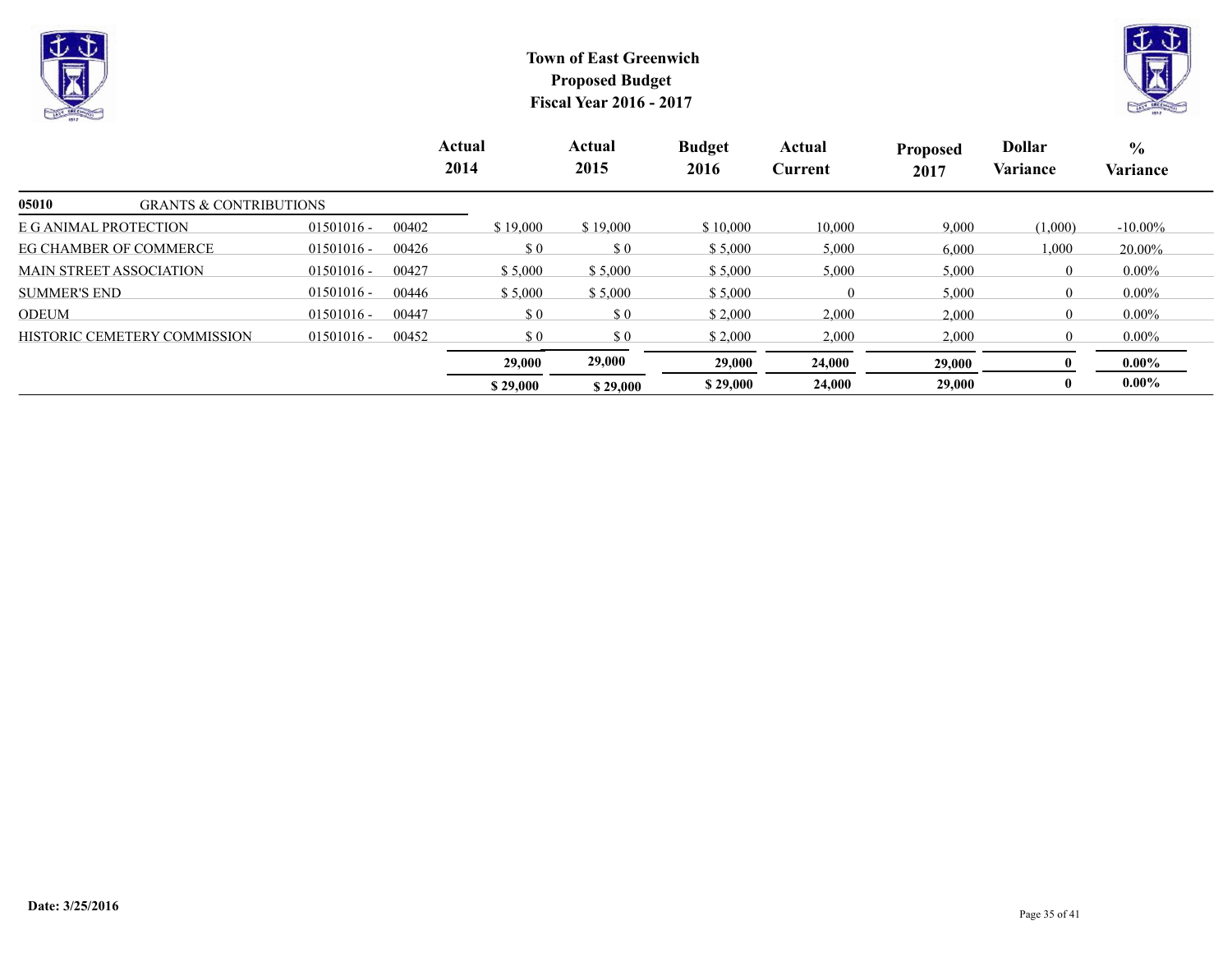# Town of East Greenwich
## Proposed Budget
## Fiscal Year 2016 - 2017

| | | | Actual 2014 | Actual 2015 | Budget 2016 | Actual Current | Proposed 2017 | Dollar Variance | % Variance |
|---|---|---|---|---|---|---|---|---|---|
| **05010** | GRANTS & CONTRIBUTIONS | | | | | | | | |
| E G ANIMAL PROTECTION | 01501016 - | 00402 | $ 19,000 | $ 19,000 | $ 10,000 | 10,000 | 9,000 | (1,000) | -10.00% |
| EG CHAMBER OF COMMERCE | 01501016 - | 00426 | $ 0 | $ 0 | $ 5,000 | 5,000 | 6,000 | 1,000 | 20.00% |
| MAIN STREET ASSOCIATION | 01501016 - | 00427 | $ 5,000 | $ 5,000 | $ 5,000 | 5,000 | 5,000 | 0 | 0.00% |
| SUMMER'S END | 01501016 - | 00446 | $ 5,000 | $ 5,000 | $ 5,000 | 0 | 5,000 | 0 | 0.00% |
| ODEUM | 01501016 - | 00447 | $ 0 | $ 0 | $ 2,000 | 2,000 | 2,000 | 0 | 0.00% |
| HISTORIC CEMETERY COMMISSION | 01501016 - | 00452 | $ 0 | $ 0 | $ 2,000 | 2,000 | 2,000 | 0 | 0.00% |
| | | | **29,000** | **29,000** | **29,000** | **24,000** | **29,000** | **0** | **0.00%** |
| | | | **$ 29,000** | **$ 29,000** | **$ 29,000** | **24,000** | **29,000** | **0** | **0.00%** |

**Date: 3/25/2016**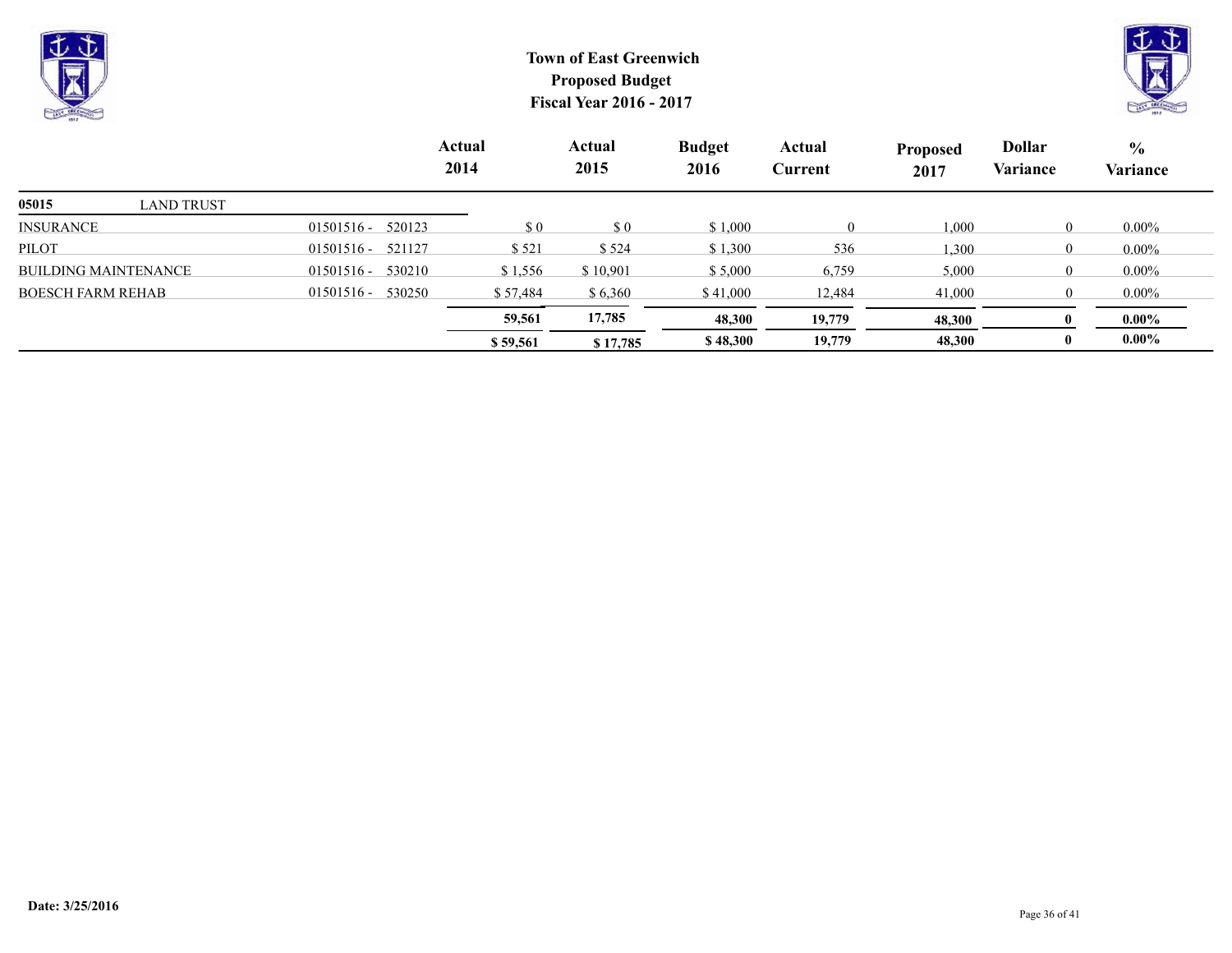# Town of East Greenwich
## Proposed Budget
## Fiscal Year 2016 - 2017

| | | Actual 2014 | Actual 2015 | Budget 2016 | Actual Current | Proposed 2017 | Dollar Variance | % Variance |
|---|---|---|---|---|---|---|---|---|
| **05015** LAND TRUST | | | | | | | | |
| INSURANCE | 01501516 - 520123 | $ 0 | $ 0 | $ 1,000 | 0 | 1,000 | 0 | 0.00% |
| PILOT | 01501516 - 521127 | $ 521 | $ 524 | $ 1,300 | 536 | 1,300 | 0 | 0.00% |
| BUILDING MAINTENANCE | 01501516 - 530210 | $ 1,556 | $ 10,901 | $ 5,000 | 6,759 | 5,000 | 0 | 0.00% |
| BOESCH FARM REHAB | 01501516 - 530250 | $ 57,484 | $ 6,360 | $ 41,000 | 12,484 | 41,000 | 0 | 0.00% |
| | | **59,561** | **17,785** | **48,300** | **19,779** | **48,300** | **0** | **0.00%** |
| | | **$ 59,561** | **$ 17,785** | **$ 48,300** | **19,779** | **48,300** | **0** | **0.00%** |

**Date: 3/25/2016**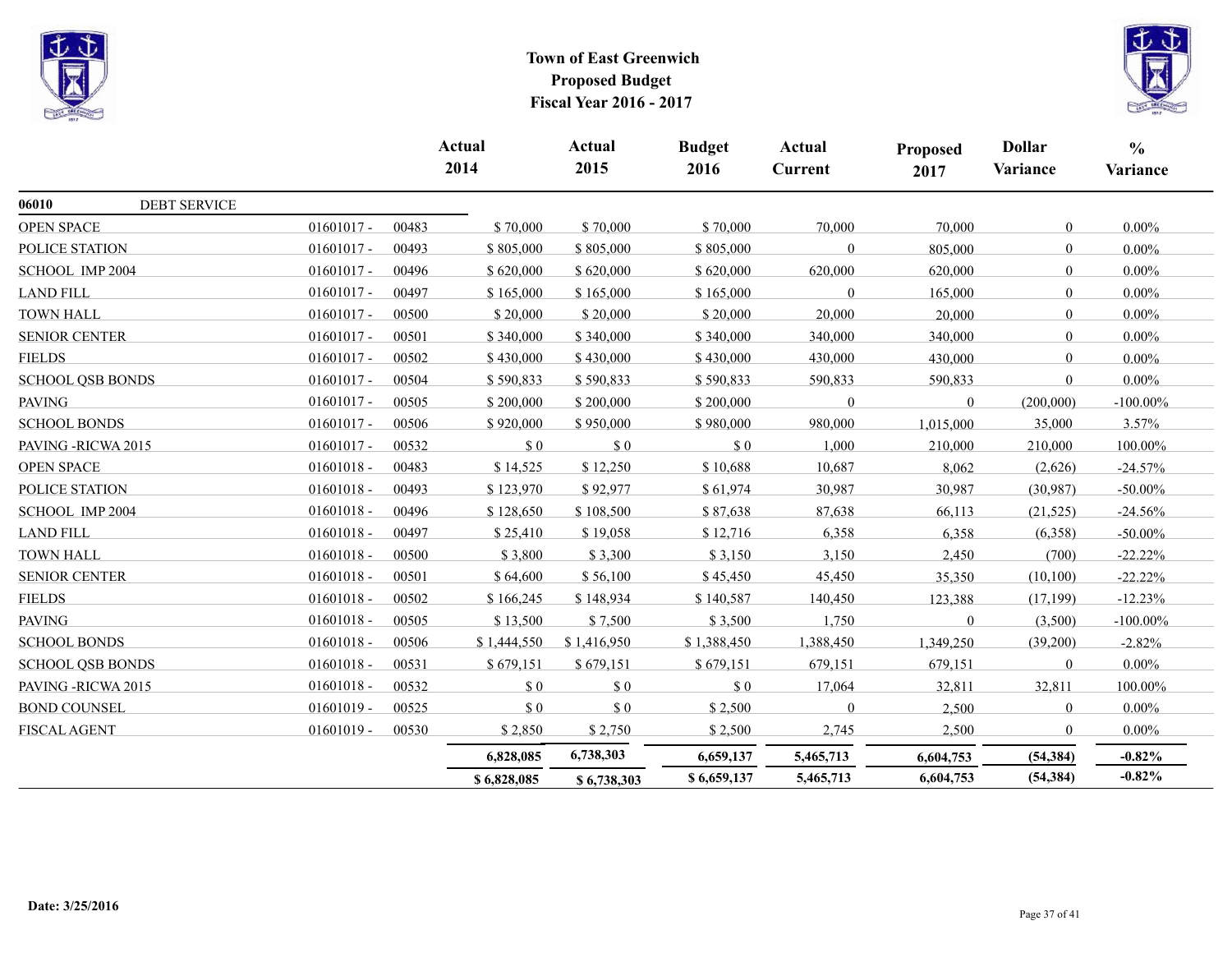# Town of East Greenwich
## Proposed Budget
## Fiscal Year 2016 - 2017

| | | | Actual 2014 | Actual 2015 | Budget 2016 | Actual Current | Proposed 2017 | Dollar Variance | % Variance |
|---|---|---|---|---|---|---|---|---|---|
| **06010** | DEBT SERVICE | | | | | | | | |
| OPEN SPACE | 01601017 - | 00483 | $ 70,000 | $ 70,000 | $ 70,000 | 70,000 | 70,000 | 0 | 0.00% |
| POLICE STATION | 01601017 - | 00493 | $ 805,000 | $ 805,000 | $ 805,000 | 0 | 805,000 | 0 | 0.00% |
| SCHOOL IMP 2004 | 01601017 - | 00496 | $ 620,000 | $ 620,000 | $ 620,000 | 620,000 | 620,000 | 0 | 0.00% |
| LAND FILL | 01601017 - | 00497 | $ 165,000 | $ 165,000 | $ 165,000 | 0 | 165,000 | 0 | 0.00% |
| TOWN HALL | 01601017 - | 00500 | $ 20,000 | $ 20,000 | $ 20,000 | 20,000 | 20,000 | 0 | 0.00% |
| SENIOR CENTER | 01601017 - | 00501 | $ 340,000 | $ 340,000 | $ 340,000 | 340,000 | 340,000 | 0 | 0.00% |
| FIELDS | 01601017 - | 00502 | $ 430,000 | $ 430,000 | $ 430,000 | 430,000 | 430,000 | 0 | 0.00% |
| SCHOOL QSB BONDS | 01601017 - | 00504 | $ 590,833 | $ 590,833 | $ 590,833 | 590,833 | 590,833 | 0 | 0.00% |
| PAVING | 01601017 - | 00505 | $ 200,000 | $ 200,000 | $ 200,000 | 0 | 0 | (200,000) | -100.00% |
| SCHOOL BONDS | 01601017 - | 00506 | $ 920,000 | $ 950,000 | $ 980,000 | 980,000 | 1,015,000 | 35,000 | 3.57% |
| PAVING -RICWA 2015 | 01601017 - | 00532 | $ 0 | $ 0 | $ 0 | 1,000 | 210,000 | 210,000 | 100.00% |
| OPEN SPACE | 01601018 - | 00483 | $ 14,525 | $ 12,250 | $ 10,688 | 10,687 | 8,062 | (2,626) | -24.57% |
| POLICE STATION | 01601018 - | 00493 | $ 123,970 | $ 92,977 | $ 61,974 | 30,987 | 30,987 | (30,987) | -50.00% |
| SCHOOL IMP 2004 | 01601018 - | 00496 | $ 128,650 | $ 108,500 | $ 87,638 | 87,638 | 66,113 | (21,525) | -24.56% |
| LAND FILL | 01601018 - | 00497 | $ 25,410 | $ 19,058 | $ 12,716 | 6,358 | 6,358 | (6,358) | -50.00% |
| TOWN HALL | 01601018 - | 00500 | $ 3,800 | $ 3,300 | $ 3,150 | 3,150 | 2,450 | (700) | -22.22% |
| SENIOR CENTER | 01601018 - | 00501 | $ 64,600 | $ 56,100 | $ 45,450 | 45,450 | 35,350 | (10,100) | -22.22% |
| FIELDS | 01601018 - | 00502 | $ 166,245 | $ 148,934 | $ 140,587 | 140,450 | 123,388 | (17,199) | -12.23% |
| PAVING | 01601018 - | 00505 | $ 13,500 | $ 7,500 | $ 3,500 | 1,750 | 0 | (3,500) | -100.00% |
| SCHOOL BONDS | 01601018 - | 00506 | $ 1,444,550 | $ 1,416,950 | $ 1,388,450 | 1,388,450 | 1,349,250 | (39,200) | -2.82% |
| SCHOOL QSB BONDS | 01601018 - | 00531 | $ 679,151 | $ 679,151 | $ 679,151 | 679,151 | 679,151 | 0 | 0.00% |
| PAVING -RICWA 2015 | 01601018 - | 00532 | $ 0 | $ 0 | $ 0 | 17,064 | 32,811 | 32,811 | 100.00% |
| BOND COUNSEL | 01601019 - | 00525 | $ 0 | $ 0 | $ 2,500 | 0 | 2,500 | 0 | 0.00% |
| FISCAL AGENT | 01601019 - | 00530 | $ 2,850 | $ 2,750 | $ 2,500 | 2,745 | 2,500 | 0 | 0.00% |
| | | | **6,828,085** | **6,738,303** | **6,659,137** | **5,465,713** | **6,604,753** | **(54,384)** | **-0.82%** |
| | | | **$ 6,828,085** | **$ 6,738,303** | **$ 6,659,137** | **5,465,713** | **6,604,753** | **(54,384)** | **-0.82%** |

**Date: 3/25/2016**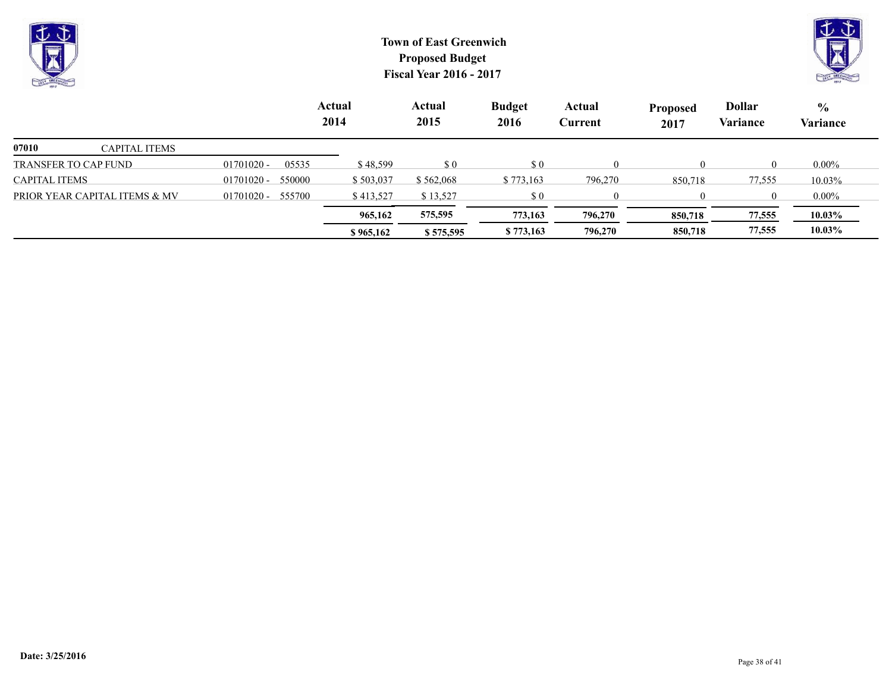# Town of East Greenwich
## Proposed Budget
## Fiscal Year 2016 - 2017

| | | | Actual 2014 | Actual 2015 | Budget 2016 | Actual Current | Proposed 2017 | Dollar Variance | % Variance |
|---|---|---|---|---|---|---|---|---|---|
| **07010** CAPITAL ITEMS | | | | | | | | | |
| TRANSFER TO CAP FUND | 01701020 - | 05535 | $ 48,599 | $ 0 | $ 0 | 0 | 0 | 0 | 0.00% |
| CAPITAL ITEMS | 01701020 - | 550000 | $ 503,037 | $ 562,068 | $ 773,163 | 796,270 | 850,718 | 77,555 | 10.03% |
| PRIOR YEAR CAPITAL ITEMS & MV | 01701020 - | 555700 | $ 413,527 | $ 13,527 | $ 0 | 0 | 0 | 0 | 0.00% |
| | | | **965,162** | **575,595** | **773,163** | **796,270** | **850,718** | **77,555** | **10.03%** |
| | | | **$ 965,162** | **$ 575,595** | **$ 773,163** | **796,270** | **850,718** | **77,555** | **10.03%** |

**Date: 3/25/2016**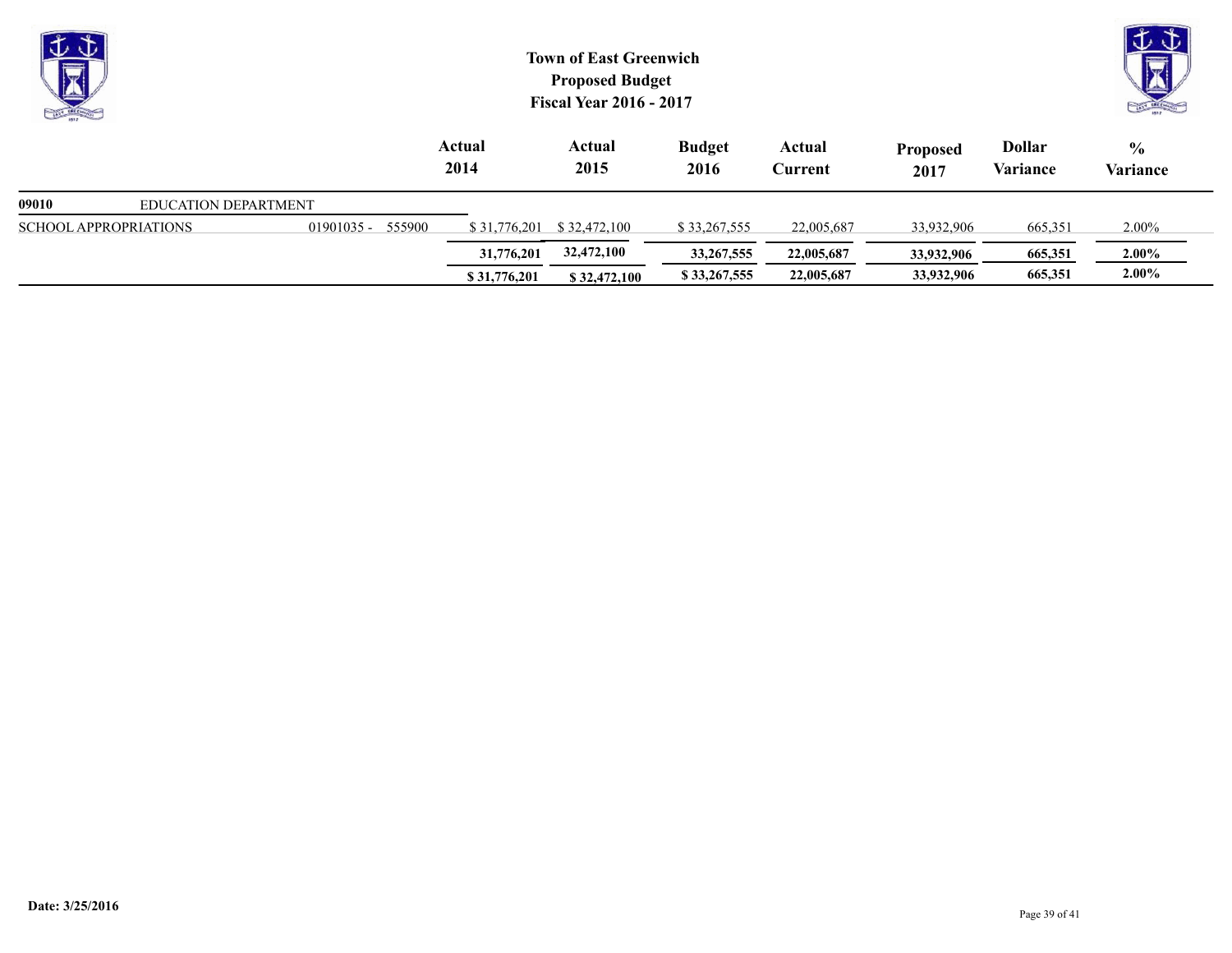# Town of East Greenwich
## Proposed Budget
## Fiscal Year 2016 - 2017

| | | Actual 2014 | Actual 2015 | Budget 2016 | Actual Current | Proposed 2017 | Dollar Variance | % Variance |
|---|---|---|---|---|---|---|---|---|
| **09010** EDUCATION DEPARTMENT | | | | | | | | |
| SCHOOL APPROPRIATIONS | 01901035 - 555900 | $ 31,776,201 | $ 32,472,100 | $ 33,267,555 | 22,005,687 | 33,932,906 | 665,351 | 2.00% |
| | | **31,776,201** | **32,472,100** | **33,267,555** | **22,005,687** | **33,932,906** | **665,351** | **2.00%** |
| | | **$ 31,776,201** | **$ 32,472,100** | **$ 33,267,555** | **22,005,687** | **33,932,906** | **665,351** | **2.00%** |

**Date: 3/25/2016**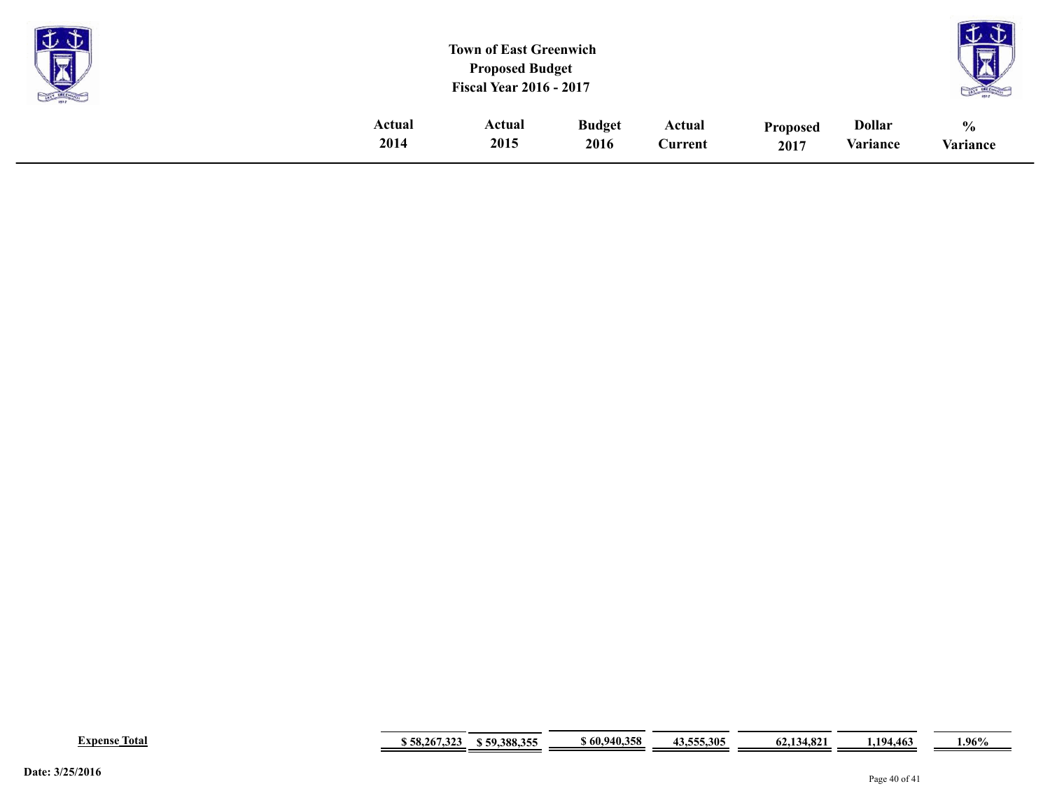**Town of East Greenwich**
**Proposed Budget**
**Fiscal Year 2016 - 2017**

| | Actual 2014 | Actual 2015 | Budget 2016 | Actual Current | Proposed 2017 | Dollar Variance | % Variance |
|---|---|---|---|---|---|---|---|
| **Expense Total** | **$ 58,267,323** | **$ 59,388,355** | **$ 60,940,358** | **43,555,305** | **62,134,821** | **1,194,463** | **1.96%** |

**Date: 3/25/2016**